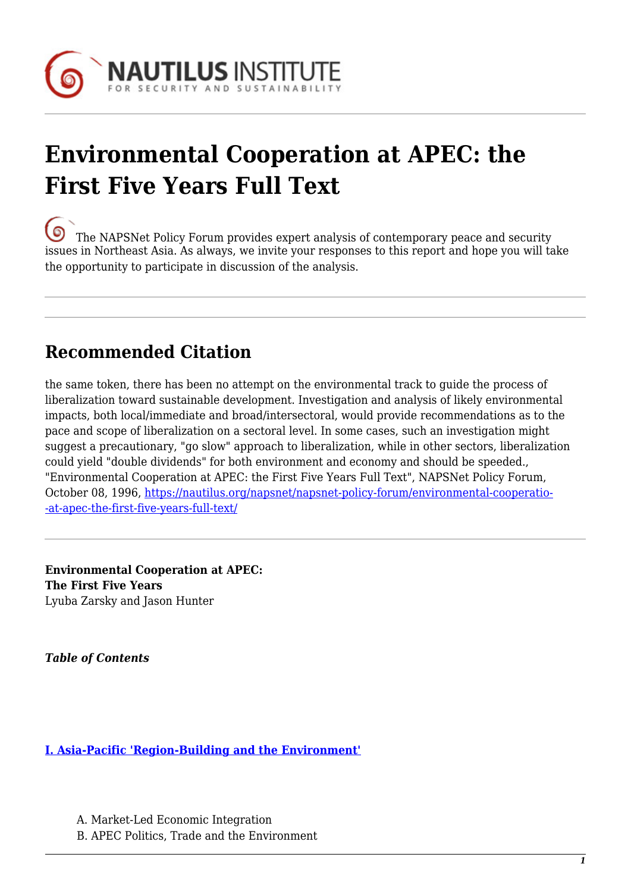# Environmental Cooperation at APEC: the First Five Years Full Text

The NAPSNet Policy Forum provides expert analysis of contemporary peace and security issues in Northeast Asia. As always, we invite your responses to this report and hope you will take the opportunity to participate in discussion of the analysis.

---

## Recommended Citation

the same token, there has been no attempt on the environmental track to guide the process of liberalization toward sustainable development. Investigation and analysis of likely environmental impacts, both local/immediate and broad/intersectoral, would provide recommendations as to the pace and scope of liberalization on a sectoral level. In some cases, such an investigation might suggest a precautionary, "go slow" approach to liberalization, while in other sectors, liberalization could yield "double dividends" for both environment and economy and should be speeded., "Environmental Cooperation at APEC: the First Five Years Full Text", NAPSNet Policy Forum, October 08, 1996, https://nautilus.org/napsnet/napsnet-policy-forum/environmental-cooperatio--at-apec-the-first-five-years-full-text/

---

**Environmental Cooperation at APEC:**
**The First Five Years**
Lyuba Zarsky and Jason Hunter

***Table of Contents***

**I. Asia-Pacific 'Region-Building and the Environment'**

- A. Market-Led Economic Integration
- B. APEC Politics, Trade and the Environment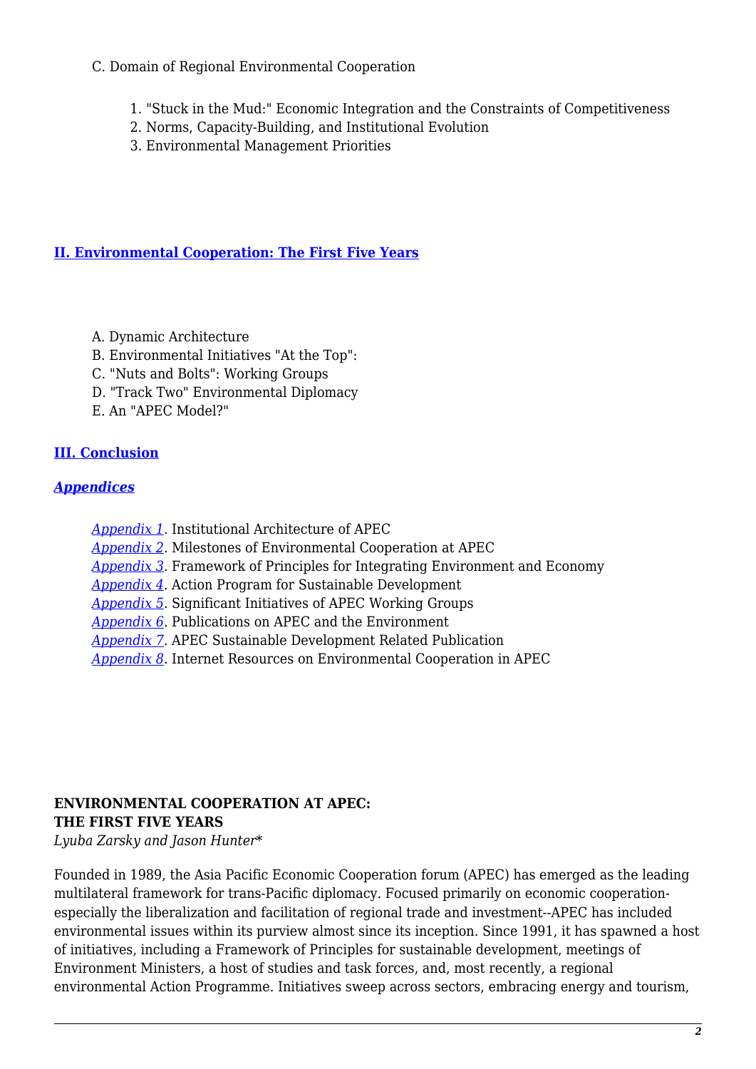C. Domain of Regional Environmental Cooperation

1. "Stuck in the Mud:" Economic Integration and the Constraints of Competitiveness
2. Norms, Capacity-Building, and Institutional Evolution
3. Environmental Management Priorities

**II. Environmental Cooperation: The First Five Years**

A. Dynamic Architecture
B. Environmental Initiatives "At the Top":
C. "Nuts and Bolts": Working Groups
D. "Track Two" Environmental Diplomacy
E. An "APEC Model?"

**III. Conclusion**

***Appendices***

*Appendix 1*. Institutional Architecture of APEC
*Appendix 2*. Milestones of Environmental Cooperation at APEC
*Appendix 3*. Framework of Principles for Integrating Environment and Economy
*Appendix 4*. Action Program for Sustainable Development
*Appendix 5*. Significant Initiatives of APEC Working Groups
*Appendix 6*. Publications on APEC and the Environment
*Appendix 7*. APEC Sustainable Development Related Publication
*Appendix 8*. Internet Resources on Environmental Cooperation in APEC

**ENVIRONMENTAL COOPERATION AT APEC:**
**THE FIRST FIVE YEARS**
*Lyuba Zarsky and Jason Hunter**

Founded in 1989, the Asia Pacific Economic Cooperation forum (APEC) has emerged as the leading multilateral framework for trans-Pacific diplomacy. Focused primarily on economic cooperation-especially the liberalization and facilitation of regional trade and investment--APEC has included environmental issues within its purview almost since its inception. Since 1991, it has spawned a host of initiatives, including a Framework of Principles for sustainable development, meetings of Environment Ministers, a host of studies and task forces, and, most recently, a regional environmental Action Programme. Initiatives sweep across sectors, embracing energy and tourism,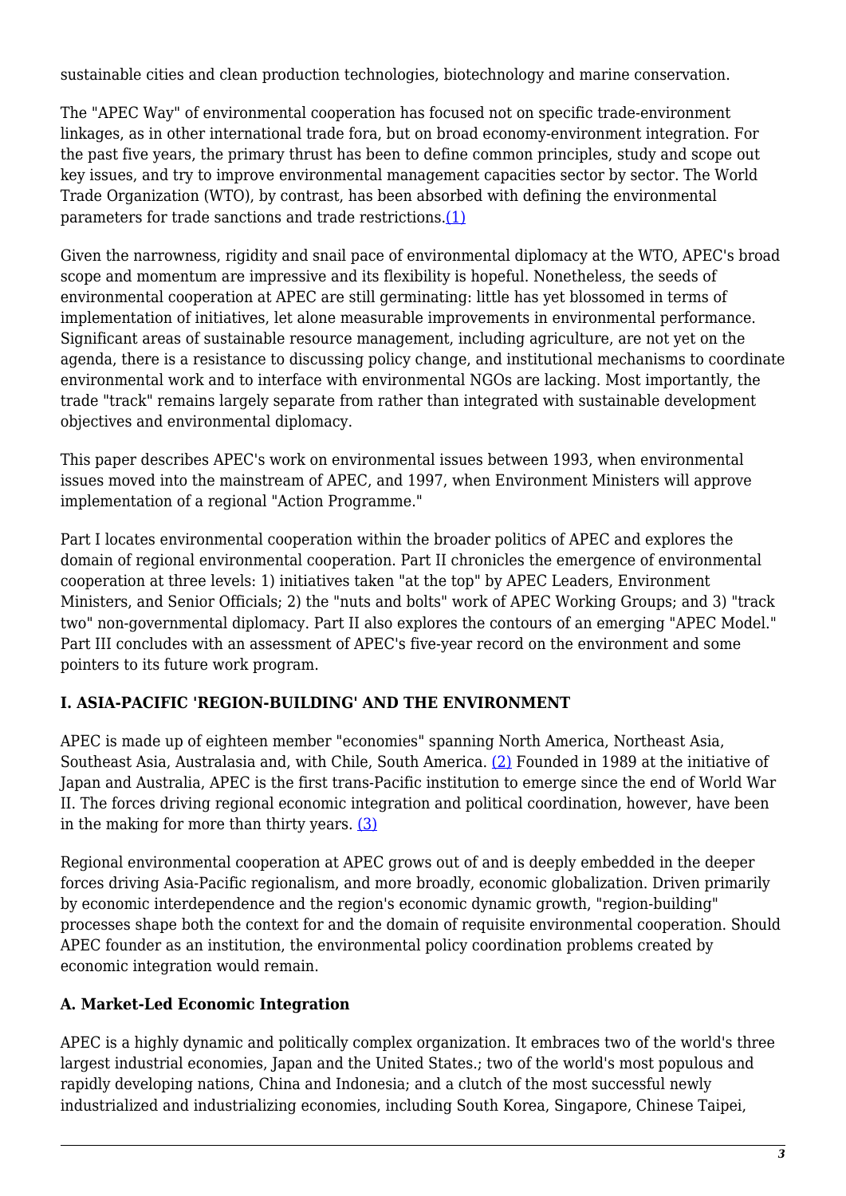sustainable cities and clean production technologies, biotechnology and marine conservation.

The "APEC Way" of environmental cooperation has focused not on specific trade-environment linkages, as in other international trade fora, but on broad economy-environment integration. For the past five years, the primary thrust has been to define common principles, study and scope out key issues, and try to improve environmental management capacities sector by sector. The World Trade Organization (WTO), by contrast, has been absorbed with defining the environmental parameters for trade sanctions and trade restrictions.(1)

Given the narrowness, rigidity and snail pace of environmental diplomacy at the WTO, APEC's broad scope and momentum are impressive and its flexibility is hopeful. Nonetheless, the seeds of environmental cooperation at APEC are still germinating: little has yet blossomed in terms of implementation of initiatives, let alone measurable improvements in environmental performance. Significant areas of sustainable resource management, including agriculture, are not yet on the agenda, there is a resistance to discussing policy change, and institutional mechanisms to coordinate environmental work and to interface with environmental NGOs are lacking. Most importantly, the trade "track" remains largely separate from rather than integrated with sustainable development objectives and environmental diplomacy.

This paper describes APEC's work on environmental issues between 1993, when environmental issues moved into the mainstream of APEC, and 1997, when Environment Ministers will approve implementation of a regional "Action Programme."

Part I locates environmental cooperation within the broader politics of APEC and explores the domain of regional environmental cooperation. Part II chronicles the emergence of environmental cooperation at three levels: 1) initiatives taken "at the top" by APEC Leaders, Environment Ministers, and Senior Officials; 2) the "nuts and bolts" work of APEC Working Groups; and 3) "track two" non-governmental diplomacy. Part II also explores the contours of an emerging "APEC Model." Part III concludes with an assessment of APEC's five-year record on the environment and some pointers to its future work program.

## I. ASIA-PACIFIC 'REGION-BUILDING' AND THE ENVIRONMENT

APEC is made up of eighteen member "economies" spanning North America, Northeast Asia, Southeast Asia, Australasia and, with Chile, South America. (2) Founded in 1989 at the initiative of Japan and Australia, APEC is the first trans-Pacific institution to emerge since the end of World War II. The forces driving regional economic integration and political coordination, however, have been in the making for more than thirty years. (3)

Regional environmental cooperation at APEC grows out of and is deeply embedded in the deeper forces driving Asia-Pacific regionalism, and more broadly, economic globalization. Driven primarily by economic interdependence and the region's economic dynamic growth, "region-building" processes shape both the context for and the domain of requisite environmental cooperation. Should APEC founder as an institution, the environmental policy coordination problems created by economic integration would remain.

### A. Market-Led Economic Integration

APEC is a highly dynamic and politically complex organization. It embraces two of the world's three largest industrial economies, Japan and the United States.; two of the world's most populous and rapidly developing nations, China and Indonesia; and a clutch of the most successful newly industrialized and industrializing economies, including South Korea, Singapore, Chinese Taipei,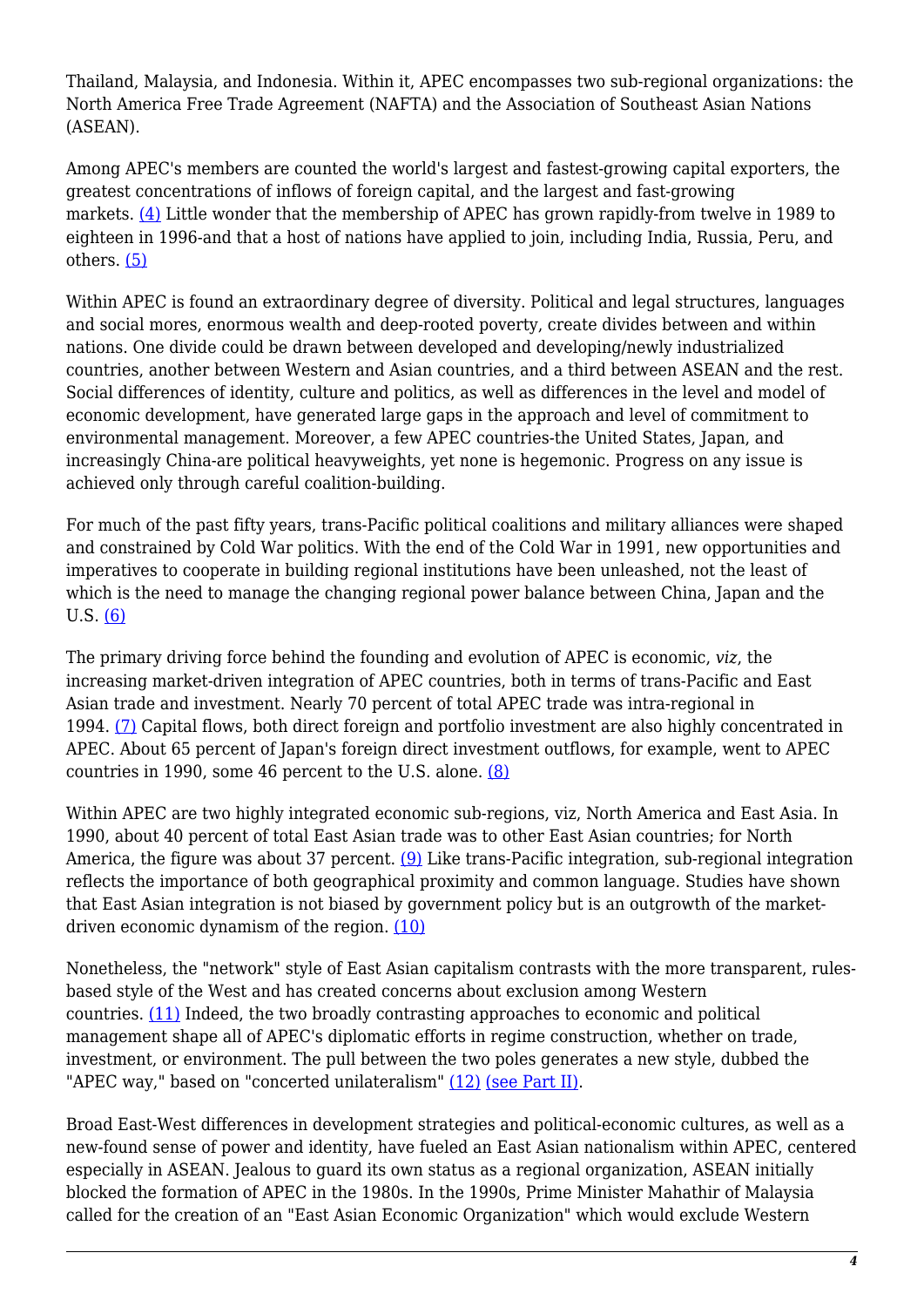Thailand, Malaysia, and Indonesia. Within it, APEC encompasses two sub-regional organizations: the North America Free Trade Agreement (NAFTA) and the Association of Southeast Asian Nations (ASEAN).

Among APEC's members are counted the world's largest and fastest-growing capital exporters, the greatest concentrations of inflows of foreign capital, and the largest and fast-growing markets. (4) Little wonder that the membership of APEC has grown rapidly-from twelve in 1989 to eighteen in 1996-and that a host of nations have applied to join, including India, Russia, Peru, and others. (5)

Within APEC is found an extraordinary degree of diversity. Political and legal structures, languages and social mores, enormous wealth and deep-rooted poverty, create divides between and within nations. One divide could be drawn between developed and developing/newly industrialized countries, another between Western and Asian countries, and a third between ASEAN and the rest. Social differences of identity, culture and politics, as well as differences in the level and model of economic development, have generated large gaps in the approach and level of commitment to environmental management. Moreover, a few APEC countries-the United States, Japan, and increasingly China-are political heavyweights, yet none is hegemonic. Progress on any issue is achieved only through careful coalition-building.

For much of the past fifty years, trans-Pacific political coalitions and military alliances were shaped and constrained by Cold War politics. With the end of the Cold War in 1991, new opportunities and imperatives to cooperate in building regional institutions have been unleashed, not the least of which is the need to manage the changing regional power balance between China, Japan and the U.S. (6)

The primary driving force behind the founding and evolution of APEC is economic, *viz*, the increasing market-driven integration of APEC countries, both in terms of trans-Pacific and East Asian trade and investment. Nearly 70 percent of total APEC trade was intra-regional in 1994. (7) Capital flows, both direct foreign and portfolio investment are also highly concentrated in APEC. About 65 percent of Japan's foreign direct investment outflows, for example, went to APEC countries in 1990, some 46 percent to the U.S. alone. (8)

Within APEC are two highly integrated economic sub-regions, viz, North America and East Asia. In 1990, about 40 percent of total East Asian trade was to other East Asian countries; for North America, the figure was about 37 percent. (9) Like trans-Pacific integration, sub-regional integration reflects the importance of both geographical proximity and common language. Studies have shown that East Asian integration is not biased by government policy but is an outgrowth of the market-driven economic dynamism of the region. (10)

Nonetheless, the "network" style of East Asian capitalism contrasts with the more transparent, rules-based style of the West and has created concerns about exclusion among Western countries. (11) Indeed, the two broadly contrasting approaches to economic and political management shape all of APEC's diplomatic efforts in regime construction, whether on trade, investment, or environment. The pull between the two poles generates a new style, dubbed the "APEC way," based on "concerted unilateralism" (12) (see Part II).

Broad East-West differences in development strategies and political-economic cultures, as well as a new-found sense of power and identity, have fueled an East Asian nationalism within APEC, centered especially in ASEAN. Jealous to guard its own status as a regional organization, ASEAN initially blocked the formation of APEC in the 1980s. In the 1990s, Prime Minister Mahathir of Malaysia called for the creation of an "East Asian Economic Organization" which would exclude Western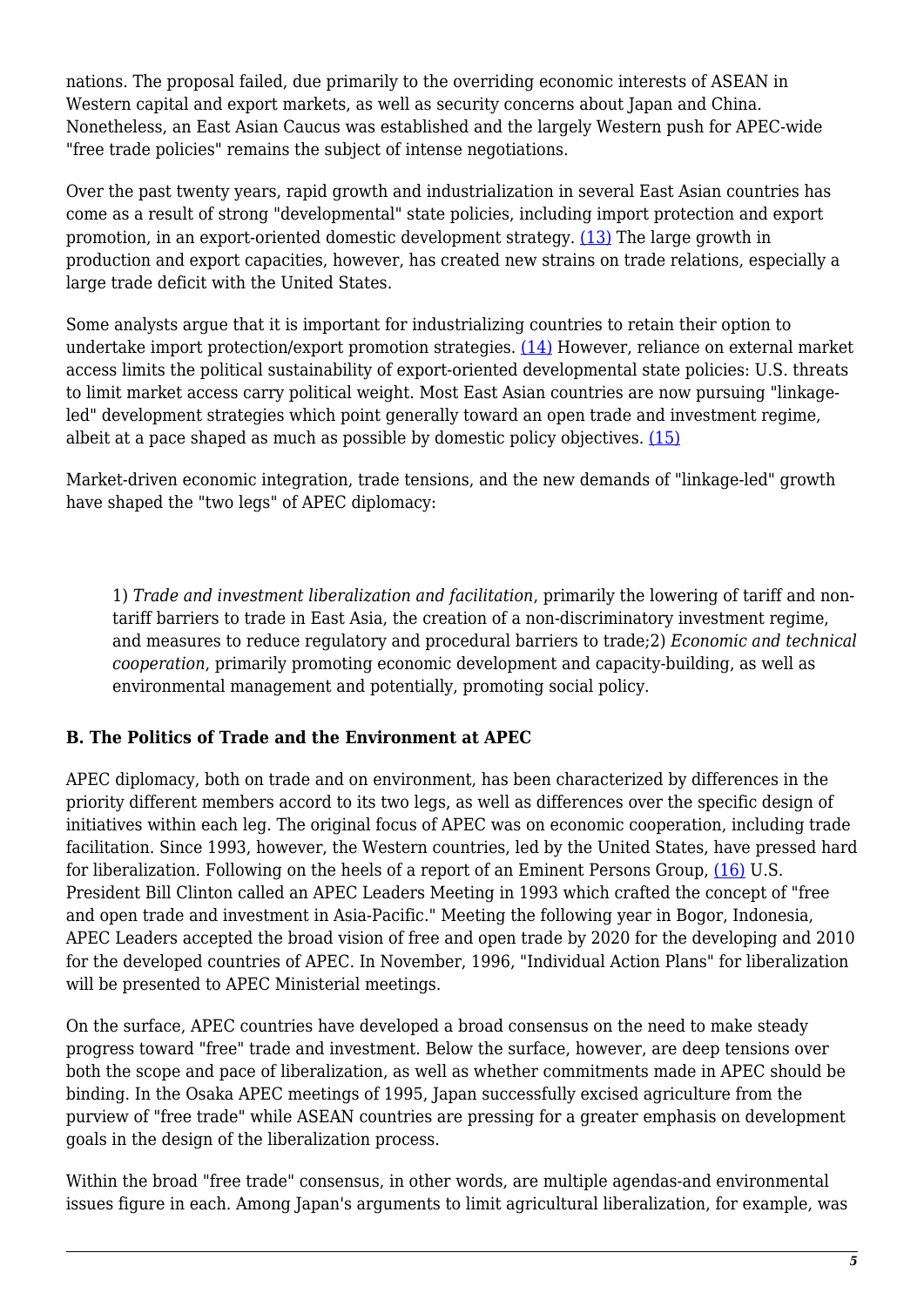nations. The proposal failed, due primarily to the overriding economic interests of ASEAN in Western capital and export markets, as well as security concerns about Japan and China. Nonetheless, an East Asian Caucus was established and the largely Western push for APEC-wide "free trade policies" remains the subject of intense negotiations.

Over the past twenty years, rapid growth and industrialization in several East Asian countries has come as a result of strong "developmental" state policies, including import protection and export promotion, in an export-oriented domestic development strategy. [(13)] The large growth in production and export capacities, however, has created new strains on trade relations, especially a large trade deficit with the United States.

Some analysts argue that it is important for industrializing countries to retain their option to undertake import protection/export promotion strategies. [(14)] However, reliance on external market access limits the political sustainability of export-oriented developmental state policies: U.S. threats to limit market access carry political weight. Most East Asian countries are now pursuing "linkage-led" development strategies which point generally toward an open trade and investment regime, albeit at a pace shaped as much as possible by domestic policy objectives. [(15)]

Market-driven economic integration, trade tensions, and the new demands of "linkage-led" growth have shaped the "two legs" of APEC diplomacy:

> 1) *Trade and investment liberalization and facilitation*, primarily the lowering of tariff and non-tariff barriers to trade in East Asia, the creation of a non-discriminatory investment regime, and measures to reduce regulatory and procedural barriers to trade;2) *Economic and technical cooperation*, primarily promoting economic development and capacity-building, as well as environmental management and potentially, promoting social policy.

**B. The Politics of Trade and the Environment at APEC**

APEC diplomacy, both on trade and on environment, has been characterized by differences in the priority different members accord to its two legs, as well as differences over the specific design of initiatives within each leg. The original focus of APEC was on economic cooperation, including trade facilitation. Since 1993, however, the Western countries, led by the United States, have pressed hard for liberalization. Following on the heels of a report of an Eminent Persons Group, [(16)] U.S. President Bill Clinton called an APEC Leaders Meeting in 1993 which crafted the concept of "free and open trade and investment in Asia-Pacific." Meeting the following year in Bogor, Indonesia, APEC Leaders accepted the broad vision of free and open trade by 2020 for the developing and 2010 for the developed countries of APEC. In November, 1996, "Individual Action Plans" for liberalization will be presented to APEC Ministerial meetings.

On the surface, APEC countries have developed a broad consensus on the need to make steady progress toward "free" trade and investment. Below the surface, however, are deep tensions over both the scope and pace of liberalization, as well as whether commitments made in APEC should be binding. In the Osaka APEC meetings of 1995, Japan successfully excised agriculture from the purview of "free trade" while ASEAN countries are pressing for a greater emphasis on development goals in the design of the liberalization process.

Within the broad "free trade" consensus, in other words, are multiple agendas-and environmental issues figure in each. Among Japan's arguments to limit agricultural liberalization, for example, was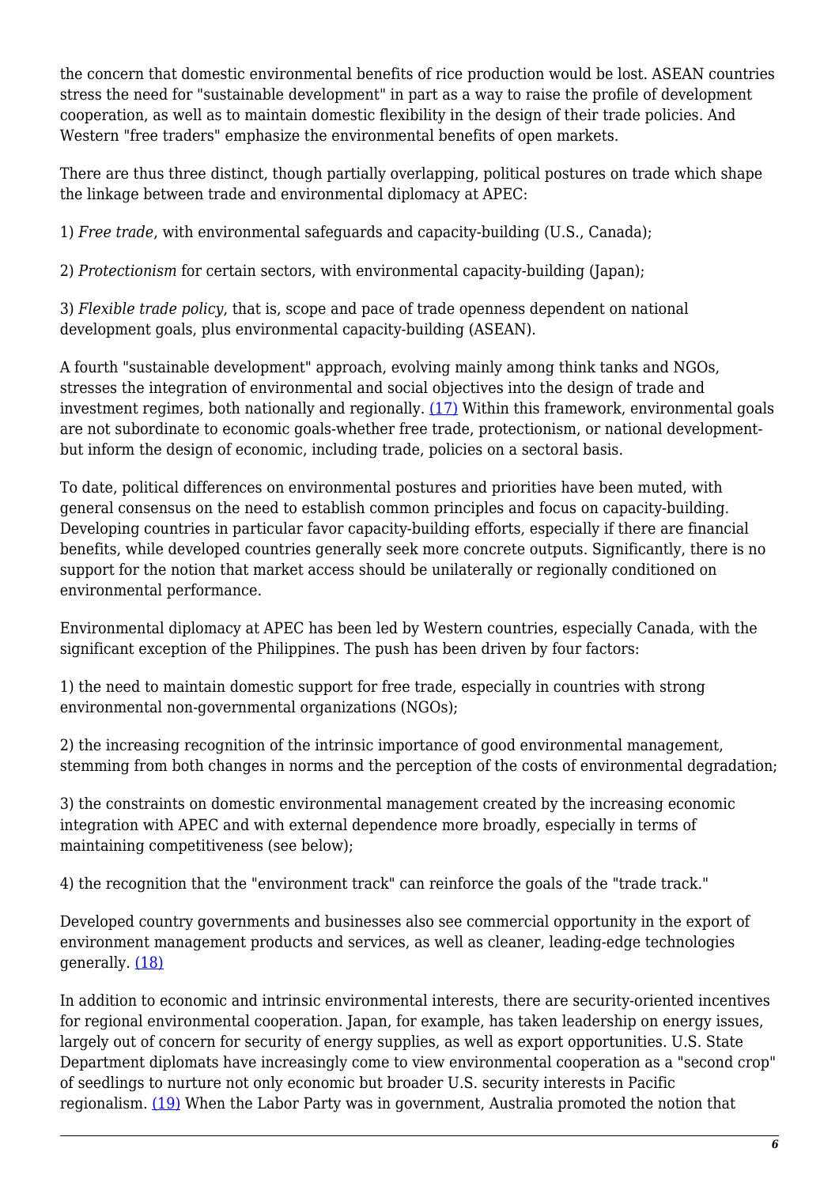the concern that domestic environmental benefits of rice production would be lost. ASEAN countries stress the need for "sustainable development" in part as a way to raise the profile of development cooperation, as well as to maintain domestic flexibility in the design of their trade policies. And Western "free traders" emphasize the environmental benefits of open markets.

There are thus three distinct, though partially overlapping, political postures on trade which shape the linkage between trade and environmental diplomacy at APEC:

1) *Free trade*, with environmental safeguards and capacity-building (U.S., Canada);

2) *Protectionism* for certain sectors, with environmental capacity-building (Japan);

3) *Flexible trade policy*, that is, scope and pace of trade openness dependent on national development goals, plus environmental capacity-building (ASEAN).

A fourth "sustainable development" approach, evolving mainly among think tanks and NGOs, stresses the integration of environmental and social objectives into the design of trade and investment regimes, both nationally and regionally. (17) Within this framework, environmental goals are not subordinate to economic goals-whether free trade, protectionism, or national development-but inform the design of economic, including trade, policies on a sectoral basis.

To date, political differences on environmental postures and priorities have been muted, with general consensus on the need to establish common principles and focus on capacity-building. Developing countries in particular favor capacity-building efforts, especially if there are financial benefits, while developed countries generally seek more concrete outputs. Significantly, there is no support for the notion that market access should be unilaterally or regionally conditioned on environmental performance.

Environmental diplomacy at APEC has been led by Western countries, especially Canada, with the significant exception of the Philippines. The push has been driven by four factors:

1) the need to maintain domestic support for free trade, especially in countries with strong environmental non-governmental organizations (NGOs);

2) the increasing recognition of the intrinsic importance of good environmental management, stemming from both changes in norms and the perception of the costs of environmental degradation;

3) the constraints on domestic environmental management created by the increasing economic integration with APEC and with external dependence more broadly, especially in terms of maintaining competitiveness (see below);

4) the recognition that the "environment track" can reinforce the goals of the "trade track."

Developed country governments and businesses also see commercial opportunity in the export of environment management products and services, as well as cleaner, leading-edge technologies generally. (18)

In addition to economic and intrinsic environmental interests, there are security-oriented incentives for regional environmental cooperation. Japan, for example, has taken leadership on energy issues, largely out of concern for security of energy supplies, as well as export opportunities. U.S. State Department diplomats have increasingly come to view environmental cooperation as a "second crop" of seedlings to nurture not only economic but broader U.S. security interests in Pacific regionalism. (19) When the Labor Party was in government, Australia promoted the notion that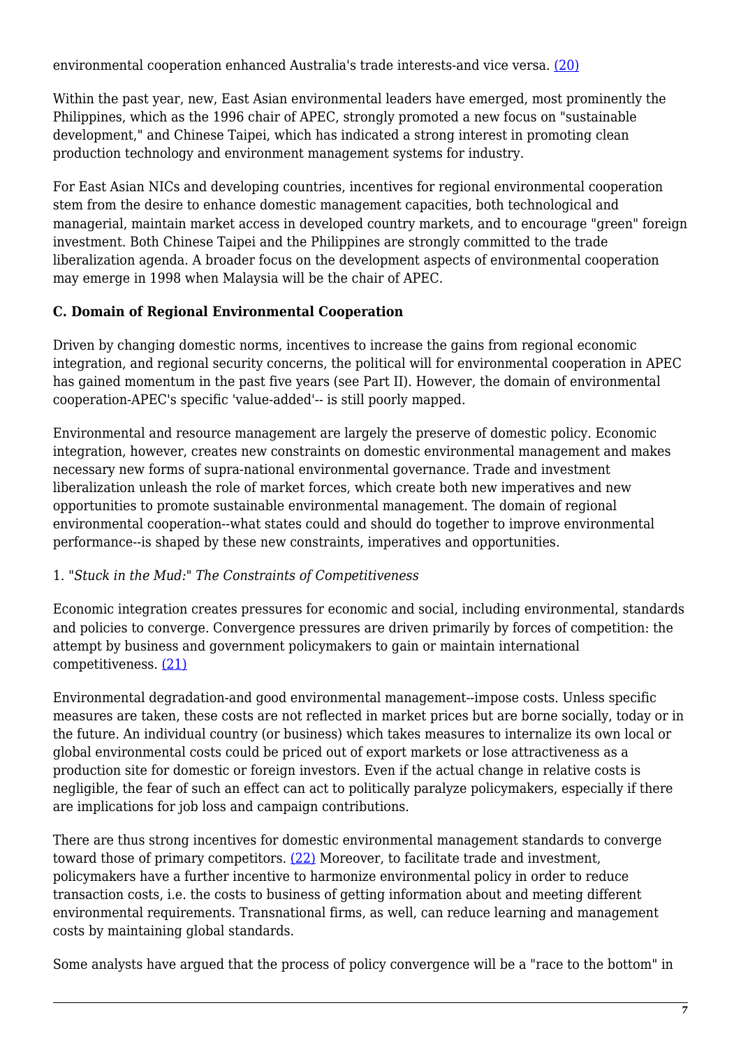environmental cooperation enhanced Australia's trade interests-and vice versa. [(20)](#)

Within the past year, new, East Asian environmental leaders have emerged, most prominently the Philippines, which as the 1996 chair of APEC, strongly promoted a new focus on "sustainable development," and Chinese Taipei, which has indicated a strong interest in promoting clean production technology and environment management systems for industry.

For East Asian NICs and developing countries, incentives for regional environmental cooperation stem from the desire to enhance domestic management capacities, both technological and managerial, maintain market access in developed country markets, and to encourage "green" foreign investment. Both Chinese Taipei and the Philippines are strongly committed to the trade liberalization agenda. A broader focus on the development aspects of environmental cooperation may emerge in 1998 when Malaysia will be the chair of APEC.

### C. Domain of Regional Environmental Cooperation

Driven by changing domestic norms, incentives to increase the gains from regional economic integration, and regional security concerns, the political will for environmental cooperation in APEC has gained momentum in the past five years (see Part II). However, the domain of environmental cooperation-APEC's specific 'value-added'-- is still poorly mapped.

Environmental and resource management are largely the preserve of domestic policy. Economic integration, however, creates new constraints on domestic environmental management and makes necessary new forms of supra-national environmental governance. Trade and investment liberalization unleash the role of market forces, which create both new imperatives and new opportunities to promote sustainable environmental management. The domain of regional environmental cooperation--what states could and should do together to improve environmental performance--is shaped by these new constraints, imperatives and opportunities.

#### 1. "*Stuck in the Mud:*" *The Constraints of Competitiveness*

Economic integration creates pressures for economic and social, including environmental, standards and policies to converge. Convergence pressures are driven primarily by forces of competition: the attempt by business and government policymakers to gain or maintain international competitiveness. [(21)](#)

Environmental degradation-and good environmental management--impose costs. Unless specific measures are taken, these costs are not reflected in market prices but are borne socially, today or in the future. An individual country (or business) which takes measures to internalize its own local or global environmental costs could be priced out of export markets or lose attractiveness as a production site for domestic or foreign investors. Even if the actual change in relative costs is negligible, the fear of such an effect can act to politically paralyze policymakers, especially if there are implications for job loss and campaign contributions.

There are thus strong incentives for domestic environmental management standards to converge toward those of primary competitors. [(22)](#) Moreover, to facilitate trade and investment, policymakers have a further incentive to harmonize environmental policy in order to reduce transaction costs, i.e. the costs to business of getting information about and meeting different environmental requirements. Transnational firms, as well, can reduce learning and management costs by maintaining global standards.

Some analysts have argued that the process of policy convergence will be a "race to the bottom" in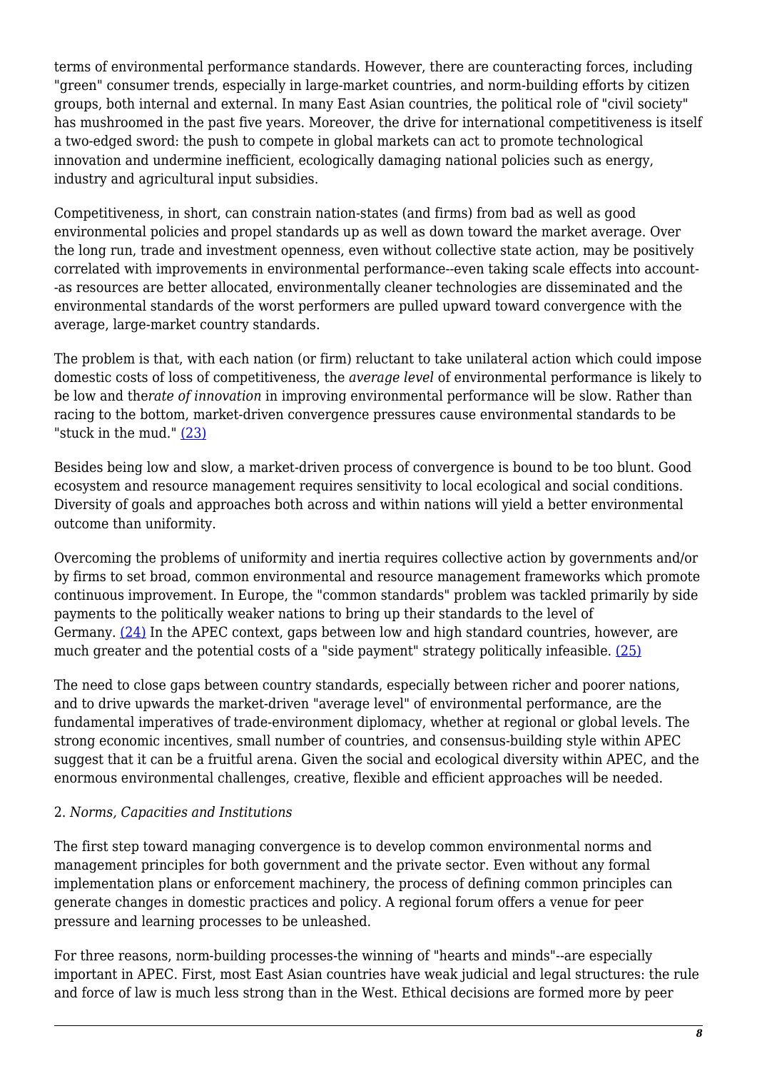terms of environmental performance standards. However, there are counteracting forces, including "green" consumer trends, especially in large-market countries, and norm-building efforts by citizen groups, both internal and external. In many East Asian countries, the political role of "civil society" has mushroomed in the past five years. Moreover, the drive for international competitiveness is itself a two-edged sword: the push to compete in global markets can act to promote technological innovation and undermine inefficient, ecologically damaging national policies such as energy, industry and agricultural input subsidies.

Competitiveness, in short, can constrain nation-states (and firms) from bad as well as good environmental policies and propel standards up as well as down toward the market average. Over the long run, trade and investment openness, even without collective state action, may be positively correlated with improvements in environmental performance--even taking scale effects into account--as resources are better allocated, environmentally cleaner technologies are disseminated and the environmental standards of the worst performers are pulled upward toward convergence with the average, large-market country standards.

The problem is that, with each nation (or firm) reluctant to take unilateral action which could impose domestic costs of loss of competitiveness, the *average level* of environmental performance is likely to be low and the *rate of innovation* in improving environmental performance will be slow. Rather than racing to the bottom, market-driven convergence pressures cause environmental standards to be "stuck in the mud." (23)

Besides being low and slow, a market-driven process of convergence is bound to be too blunt. Good ecosystem and resource management requires sensitivity to local ecological and social conditions. Diversity of goals and approaches both across and within nations will yield a better environmental outcome than uniformity.

Overcoming the problems of uniformity and inertia requires collective action by governments and/or by firms to set broad, common environmental and resource management frameworks which promote continuous improvement. In Europe, the "common standards" problem was tackled primarily by side payments to the politically weaker nations to bring up their standards to the level of Germany. (24) In the APEC context, gaps between low and high standard countries, however, are much greater and the potential costs of a "side payment" strategy politically infeasible. (25)

The need to close gaps between country standards, especially between richer and poorer nations, and to drive upwards the market-driven "average level" of environmental performance, are the fundamental imperatives of trade-environment diplomacy, whether at regional or global levels. The strong economic incentives, small number of countries, and consensus-building style within APEC suggest that it can be a fruitful arena. Given the social and ecological diversity within APEC, and the enormous environmental challenges, creative, flexible and efficient approaches will be needed.

2. *Norms, Capacities and Institutions*

The first step toward managing convergence is to develop common environmental norms and management principles for both government and the private sector. Even without any formal implementation plans or enforcement machinery, the process of defining common principles can generate changes in domestic practices and policy. A regional forum offers a venue for peer pressure and learning processes to be unleashed.

For three reasons, norm-building processes-the winning of "hearts and minds"--are especially important in APEC. First, most East Asian countries have weak judicial and legal structures: the rule and force of law is much less strong than in the West. Ethical decisions are formed more by peer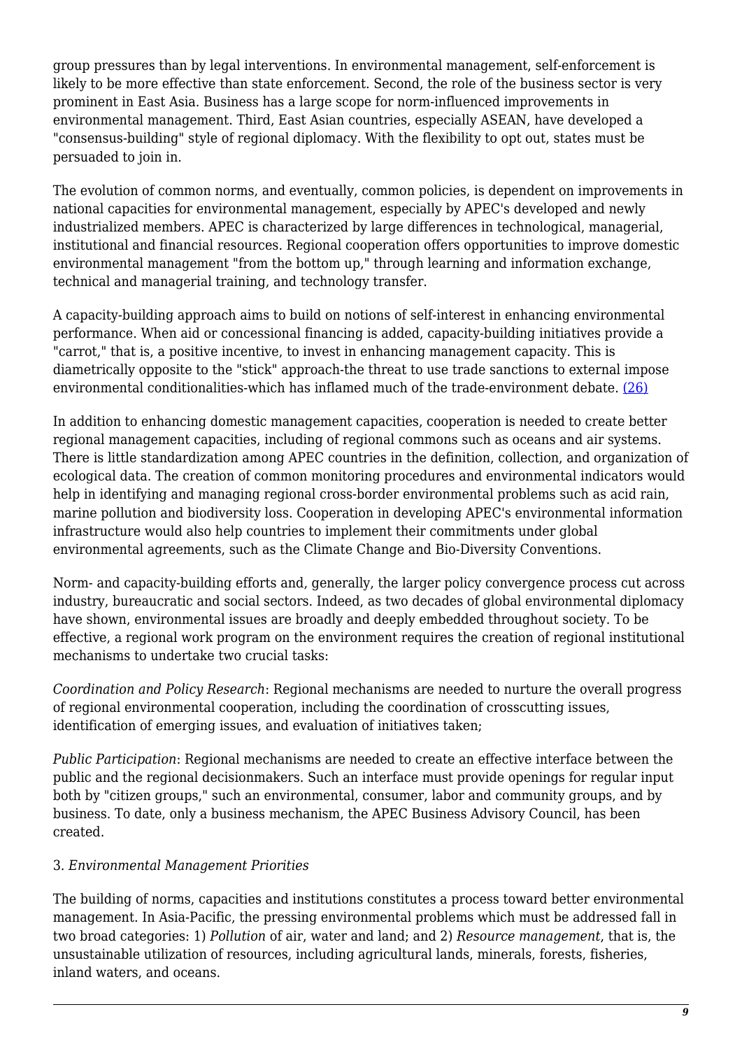group pressures than by legal interventions. In environmental management, self-enforcement is likely to be more effective than state enforcement. Second, the role of the business sector is very prominent in East Asia. Business has a large scope for norm-influenced improvements in environmental management. Third, East Asian countries, especially ASEAN, have developed a "consensus-building" style of regional diplomacy. With the flexibility to opt out, states must be persuaded to join in.

The evolution of common norms, and eventually, common policies, is dependent on improvements in national capacities for environmental management, especially by APEC's developed and newly industrialized members. APEC is characterized by large differences in technological, managerial, institutional and financial resources. Regional cooperation offers opportunities to improve domestic environmental management "from the bottom up," through learning and information exchange, technical and managerial training, and technology transfer.

A capacity-building approach aims to build on notions of self-interest in enhancing environmental performance. When aid or concessional financing is added, capacity-building initiatives provide a "carrot," that is, a positive incentive, to invest in enhancing management capacity. This is diametrically opposite to the "stick" approach-the threat to use trade sanctions to external impose environmental conditionalities-which has inflamed much of the trade-environment debate. (26)

In addition to enhancing domestic management capacities, cooperation is needed to create better regional management capacities, including of regional commons such as oceans and air systems. There is little standardization among APEC countries in the definition, collection, and organization of ecological data. The creation of common monitoring procedures and environmental indicators would help in identifying and managing regional cross-border environmental problems such as acid rain, marine pollution and biodiversity loss. Cooperation in developing APEC's environmental information infrastructure would also help countries to implement their commitments under global environmental agreements, such as the Climate Change and Bio-Diversity Conventions.

Norm- and capacity-building efforts and, generally, the larger policy convergence process cut across industry, bureaucratic and social sectors. Indeed, as two decades of global environmental diplomacy have shown, environmental issues are broadly and deeply embedded throughout society. To be effective, a regional work program on the environment requires the creation of regional institutional mechanisms to undertake two crucial tasks:

*Coordination and Policy Research*: Regional mechanisms are needed to nurture the overall progress of regional environmental cooperation, including the coordination of crosscutting issues, identification of emerging issues, and evaluation of initiatives taken;

*Public Participation*: Regional mechanisms are needed to create an effective interface between the public and the regional decisionmakers. Such an interface must provide openings for regular input both by "citizen groups," such an environmental, consumer, labor and community groups, and by business. To date, only a business mechanism, the APEC Business Advisory Council, has been created.

### 3. *Environmental Management Priorities*

The building of norms, capacities and institutions constitutes a process toward better environmental management. In Asia-Pacific, the pressing environmental problems which must be addressed fall in two broad categories: 1) *Pollution* of air, water and land; and 2) *Resource management*, that is, the unsustainable utilization of resources, including agricultural lands, minerals, forests, fisheries, inland waters, and oceans.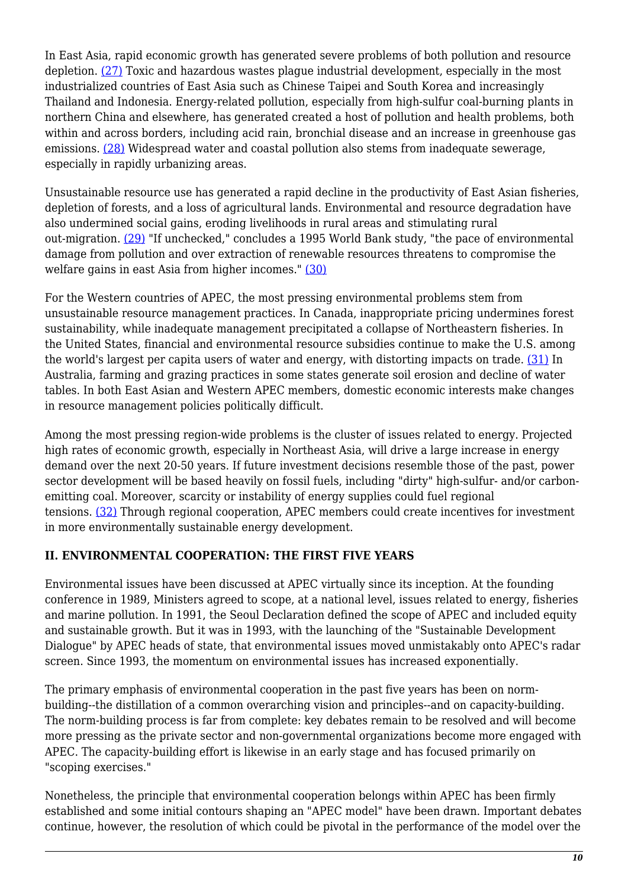In East Asia, rapid economic growth has generated severe problems of both pollution and resource depletion. [(27)] Toxic and hazardous wastes plague industrial development, especially in the most industrialized countries of East Asia such as Chinese Taipei and South Korea and increasingly Thailand and Indonesia. Energy-related pollution, especially from high-sulfur coal-burning plants in northern China and elsewhere, has generated created a host of pollution and health problems, both within and across borders, including acid rain, bronchial disease and an increase in greenhouse gas emissions. [(28)] Widespread water and coastal pollution also stems from inadequate sewerage, especially in rapidly urbanizing areas.

Unsustainable resource use has generated a rapid decline in the productivity of East Asian fisheries, depletion of forests, and a loss of agricultural lands. Environmental and resource degradation have also undermined social gains, eroding livelihoods in rural areas and stimulating rural out-migration. [(29)] "If unchecked," concludes a 1995 World Bank study, "the pace of environmental damage from pollution and over extraction of renewable resources threatens to compromise the welfare gains in east Asia from higher incomes." [(30)]

For the Western countries of APEC, the most pressing environmental problems stem from unsustainable resource management practices. In Canada, inappropriate pricing undermines forest sustainability, while inadequate management precipitated a collapse of Northeastern fisheries. In the United States, financial and environmental resource subsidies continue to make the U.S. among the world's largest per capita users of water and energy, with distorting impacts on trade. [(31)] In Australia, farming and grazing practices in some states generate soil erosion and decline of water tables. In both East Asian and Western APEC members, domestic economic interests make changes in resource management policies politically difficult.

Among the most pressing region-wide problems is the cluster of issues related to energy. Projected high rates of economic growth, especially in Northeast Asia, will drive a large increase in energy demand over the next 20-50 years. If future investment decisions resemble those of the past, power sector development will be based heavily on fossil fuels, including "dirty" high-sulfur- and/or carbon-emitting coal. Moreover, scarcity or instability of energy supplies could fuel regional tensions. [(32)] Through regional cooperation, APEC members could create incentives for investment in more environmentally sustainable energy development.

## II. ENVIRONMENTAL COOPERATION: THE FIRST FIVE YEARS

Environmental issues have been discussed at APEC virtually since its inception. At the founding conference in 1989, Ministers agreed to scope, at a national level, issues related to energy, fisheries and marine pollution. In 1991, the Seoul Declaration defined the scope of APEC and included equity and sustainable growth. But it was in 1993, with the launching of the "Sustainable Development Dialogue" by APEC heads of state, that environmental issues moved unmistakably onto APEC's radar screen. Since 1993, the momentum on environmental issues has increased exponentially.

The primary emphasis of environmental cooperation in the past five years has been on norm-building--the distillation of a common overarching vision and principles--and on capacity-building. The norm-building process is far from complete: key debates remain to be resolved and will become more pressing as the private sector and non-governmental organizations become more engaged with APEC. The capacity-building effort is likewise in an early stage and has focused primarily on "scoping exercises."

Nonetheless, the principle that environmental cooperation belongs within APEC has been firmly established and some initial contours shaping an "APEC model" have been drawn. Important debates continue, however, the resolution of which could be pivotal in the performance of the model over the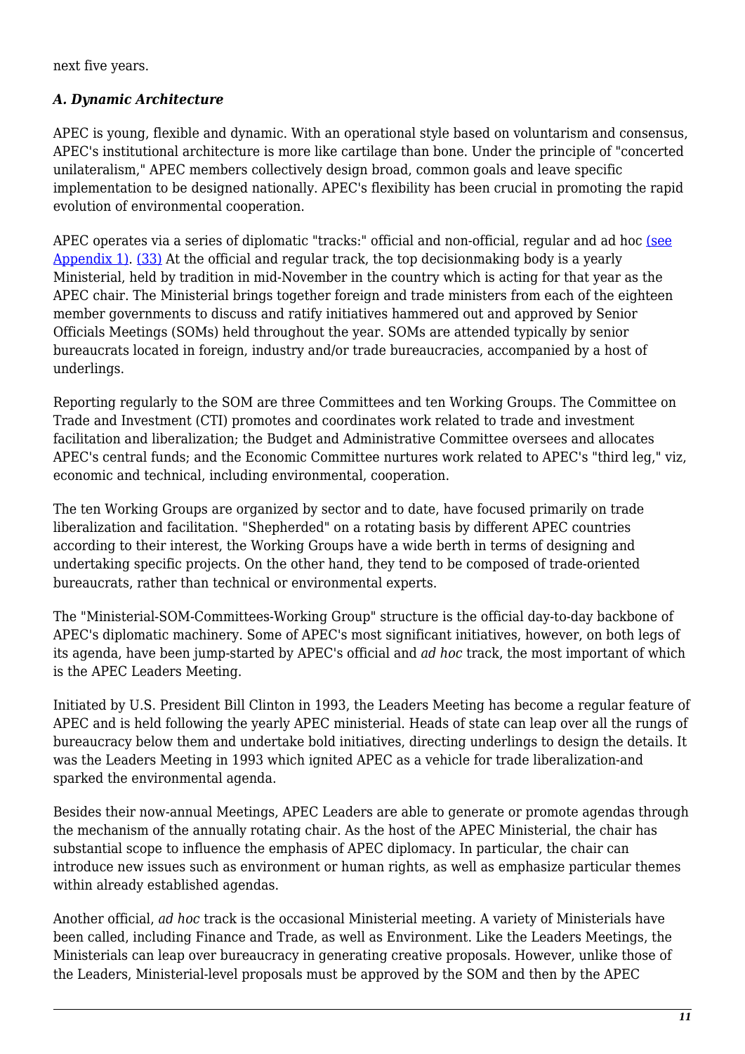next five years.

### *A. Dynamic Architecture*

APEC is young, flexible and dynamic. With an operational style based on voluntarism and consensus, APEC's institutional architecture is more like cartilage than bone. Under the principle of "concerted unilateralism," APEC members collectively design broad, common goals and leave specific implementation to be designed nationally. APEC's flexibility has been crucial in promoting the rapid evolution of environmental cooperation.

APEC operates via a series of diplomatic "tracks:" official and non-official, regular and ad hoc (see Appendix 1). (33) At the official and regular track, the top decisionmaking body is a yearly Ministerial, held by tradition in mid-November in the country which is acting for that year as the APEC chair. The Ministerial brings together foreign and trade ministers from each of the eighteen member governments to discuss and ratify initiatives hammered out and approved by Senior Officials Meetings (SOMs) held throughout the year. SOMs are attended typically by senior bureaucrats located in foreign, industry and/or trade bureaucracies, accompanied by a host of underlings.

Reporting regularly to the SOM are three Committees and ten Working Groups. The Committee on Trade and Investment (CTI) promotes and coordinates work related to trade and investment facilitation and liberalization; the Budget and Administrative Committee oversees and allocates APEC's central funds; and the Economic Committee nurtures work related to APEC's "third leg," viz, economic and technical, including environmental, cooperation.

The ten Working Groups are organized by sector and to date, have focused primarily on trade liberalization and facilitation. "Shepherded" on a rotating basis by different APEC countries according to their interest, the Working Groups have a wide berth in terms of designing and undertaking specific projects. On the other hand, they tend to be composed of trade-oriented bureaucrats, rather than technical or environmental experts.

The "Ministerial-SOM-Committees-Working Group" structure is the official day-to-day backbone of APEC's diplomatic machinery. Some of APEC's most significant initiatives, however, on both legs of its agenda, have been jump-started by APEC's official and *ad hoc* track, the most important of which is the APEC Leaders Meeting.

Initiated by U.S. President Bill Clinton in 1993, the Leaders Meeting has become a regular feature of APEC and is held following the yearly APEC ministerial. Heads of state can leap over all the rungs of bureaucracy below them and undertake bold initiatives, directing underlings to design the details. It was the Leaders Meeting in 1993 which ignited APEC as a vehicle for trade liberalization-and sparked the environmental agenda.

Besides their now-annual Meetings, APEC Leaders are able to generate or promote agendas through the mechanism of the annually rotating chair. As the host of the APEC Ministerial, the chair has substantial scope to influence the emphasis of APEC diplomacy. In particular, the chair can introduce new issues such as environment or human rights, as well as emphasize particular themes within already established agendas.

Another official, *ad hoc* track is the occasional Ministerial meeting. A variety of Ministerials have been called, including Finance and Trade, as well as Environment. Like the Leaders Meetings, the Ministerials can leap over bureaucracy in generating creative proposals. However, unlike those of the Leaders, Ministerial-level proposals must be approved by the SOM and then by the APEC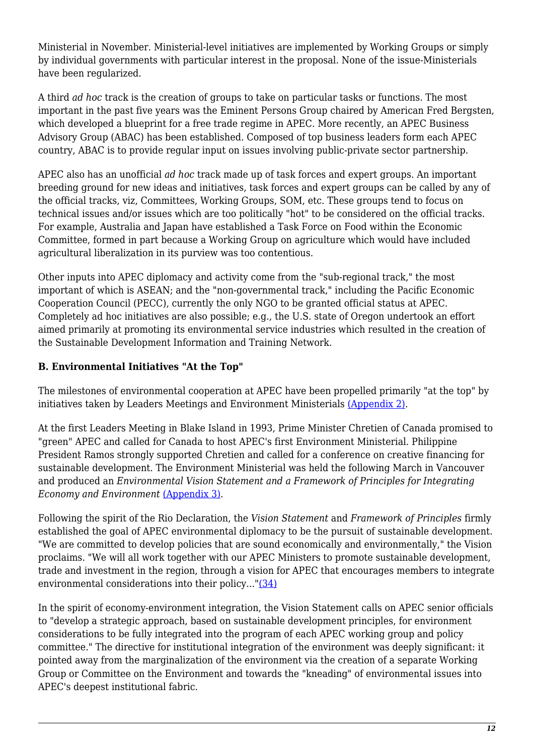Ministerial in November. Ministerial-level initiatives are implemented by Working Groups or simply by individual governments with particular interest in the proposal. None of the issue-Ministerials have been regularized.

A third *ad hoc* track is the creation of groups to take on particular tasks or functions. The most important in the past five years was the Eminent Persons Group chaired by American Fred Bergsten, which developed a blueprint for a free trade regime in APEC. More recently, an APEC Business Advisory Group (ABAC) has been established. Composed of top business leaders form each APEC country, ABAC is to provide regular input on issues involving public-private sector partnership.

APEC also has an unofficial *ad hoc* track made up of task forces and expert groups. An important breeding ground for new ideas and initiatives, task forces and expert groups can be called by any of the official tracks, viz, Committees, Working Groups, SOM, etc. These groups tend to focus on technical issues and/or issues which are too politically "hot" to be considered on the official tracks. For example, Australia and Japan have established a Task Force on Food within the Economic Committee, formed in part because a Working Group on agriculture which would have included agricultural liberalization in its purview was too contentious.

Other inputs into APEC diplomacy and activity come from the "sub-regional track," the most important of which is ASEAN; and the "non-governmental track," including the Pacific Economic Cooperation Council (PECC), currently the only NGO to be granted official status at APEC. Completely ad hoc initiatives are also possible; e.g., the U.S. state of Oregon undertook an effort aimed primarily at promoting its environmental service industries which resulted in the creation of the Sustainable Development Information and Training Network.

### B. Environmental Initiatives "At the Top"

The milestones of environmental cooperation at APEC have been propelled primarily "at the top" by initiatives taken by Leaders Meetings and Environment Ministerials (Appendix 2).

At the first Leaders Meeting in Blake Island in 1993, Prime Minister Chretien of Canada promised to "green" APEC and called for Canada to host APEC's first Environment Ministerial. Philippine President Ramos strongly supported Chretien and called for a conference on creative financing for sustainable development. The Environment Ministerial was held the following March in Vancouver and produced an *Environmental Vision Statement and a Framework of Principles for Integrating Economy and Environment* (Appendix 3).

Following the spirit of the Rio Declaration, the *Vision Statement* and *Framework of Principles* firmly established the goal of APEC environmental diplomacy to be the pursuit of sustainable development. "We are committed to develop policies that are sound economically and environmentally," the Vision proclaims. "We will all work together with our APEC Ministers to promote sustainable development, trade and investment in the region, through a vision for APEC that encourages members to integrate environmental considerations into their policy..."(34)

In the spirit of economy-environment integration, the Vision Statement calls on APEC senior officials to "develop a strategic approach, based on sustainable development principles, for environment considerations to be fully integrated into the program of each APEC working group and policy committee." The directive for institutional integration of the environment was deeply significant: it pointed away from the marginalization of the environment via the creation of a separate Working Group or Committee on the Environment and towards the "kneading" of environmental issues into APEC's deepest institutional fabric.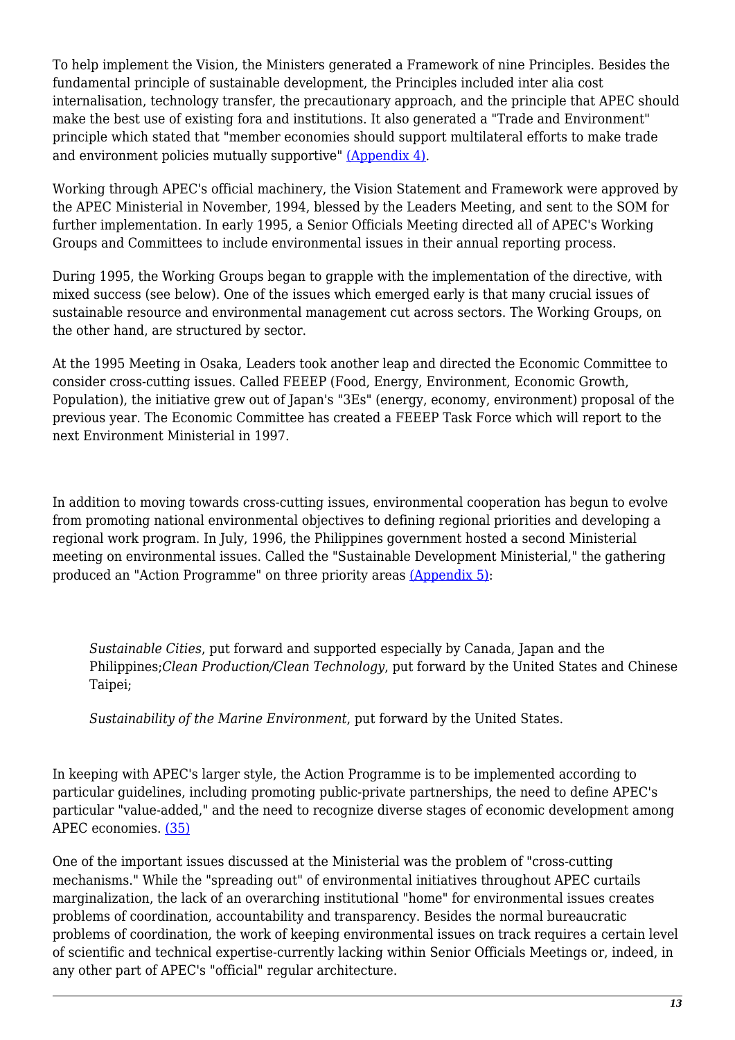To help implement the Vision, the Ministers generated a Framework of nine Principles. Besides the fundamental principle of sustainable development, the Principles included inter alia cost internalisation, technology transfer, the precautionary approach, and the principle that APEC should make the best use of existing fora and institutions. It also generated a "Trade and Environment" principle which stated that "member economies should support multilateral efforts to make trade and environment policies mutually supportive" (Appendix 4).

Working through APEC's official machinery, the Vision Statement and Framework were approved by the APEC Ministerial in November, 1994, blessed by the Leaders Meeting, and sent to the SOM for further implementation. In early 1995, a Senior Officials Meeting directed all of APEC's Working Groups and Committees to include environmental issues in their annual reporting process.

During 1995, the Working Groups began to grapple with the implementation of the directive, with mixed success (see below). One of the issues which emerged early is that many crucial issues of sustainable resource and environmental management cut across sectors. The Working Groups, on the other hand, are structured by sector.

At the 1995 Meeting in Osaka, Leaders took another leap and directed the Economic Committee to consider cross-cutting issues. Called FEEEP (Food, Energy, Environment, Economic Growth, Population), the initiative grew out of Japan's "3Es" (energy, economy, environment) proposal of the previous year. The Economic Committee has created a FEEEP Task Force which will report to the next Environment Ministerial in 1997.

In addition to moving towards cross-cutting issues, environmental cooperation has begun to evolve from promoting national environmental objectives to defining regional priorities and developing a regional work program. In July, 1996, the Philippines government hosted a second Ministerial meeting on environmental issues. Called the "Sustainable Development Ministerial," the gathering produced an "Action Programme" on three priority areas (Appendix 5):

> *Sustainable Cities*, put forward and supported especially by Canada, Japan and the Philippines;*Clean Production/Clean Technology*, put forward by the United States and Chinese Taipei;
>
> *Sustainability of the Marine Environment*, put forward by the United States.

In keeping with APEC's larger style, the Action Programme is to be implemented according to particular guidelines, including promoting public-private partnerships, the need to define APEC's particular "value-added," and the need to recognize diverse stages of economic development among APEC economies. (35)

One of the important issues discussed at the Ministerial was the problem of "cross-cutting mechanisms." While the "spreading out" of environmental initiatives throughout APEC curtails marginalization, the lack of an overarching institutional "home" for environmental issues creates problems of coordination, accountability and transparency. Besides the normal bureaucratic problems of coordination, the work of keeping environmental issues on track requires a certain level of scientific and technical expertise-currently lacking within Senior Officials Meetings or, indeed, in any other part of APEC's "official" regular architecture.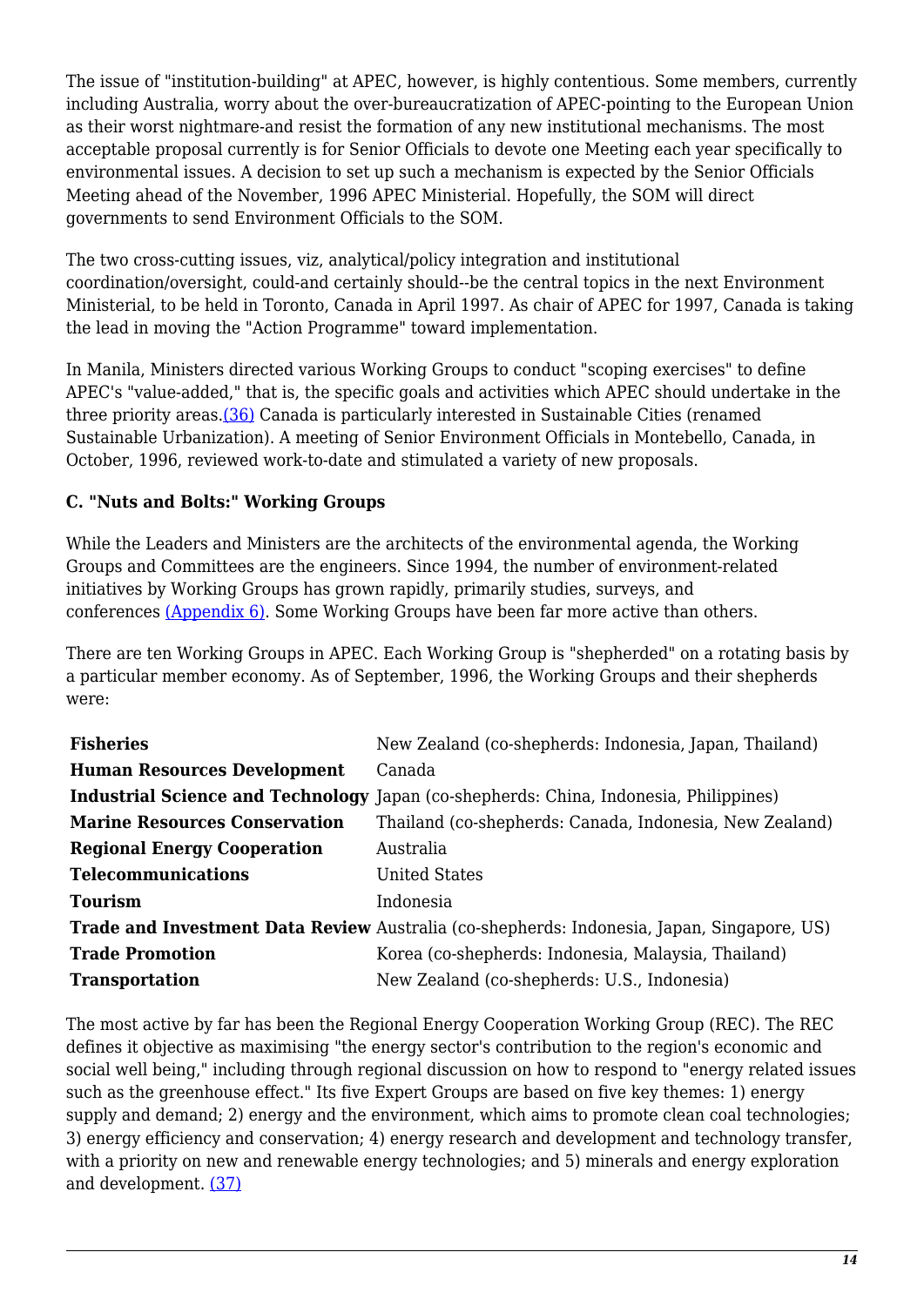The issue of "institution-building" at APEC, however, is highly contentious. Some members, currently including Australia, worry about the over-bureaucratization of APEC-pointing to the European Union as their worst nightmare-and resist the formation of any new institutional mechanisms. The most acceptable proposal currently is for Senior Officials to devote one Meeting each year specifically to environmental issues. A decision to set up such a mechanism is expected by the Senior Officials Meeting ahead of the November, 1996 APEC Ministerial. Hopefully, the SOM will direct governments to send Environment Officials to the SOM.

The two cross-cutting issues, viz, analytical/policy integration and institutional coordination/oversight, could-and certainly should--be the central topics in the next Environment Ministerial, to be held in Toronto, Canada in April 1997. As chair of APEC for 1997, Canada is taking the lead in moving the "Action Programme" toward implementation.

In Manila, Ministers directed various Working Groups to conduct "scoping exercises" to define APEC's "value-added," that is, the specific goals and activities which APEC should undertake in the three priority areas.(36) Canada is particularly interested in Sustainable Cities (renamed Sustainable Urbanization). A meeting of Senior Environment Officials in Montebello, Canada, in October, 1996, reviewed work-to-date and stimulated a variety of new proposals.

### C. "Nuts and Bolts:" Working Groups

While the Leaders and Ministers are the architects of the environmental agenda, the Working Groups and Committees are the engineers. Since 1994, the number of environment-related initiatives by Working Groups has grown rapidly, primarily studies, surveys, and conferences (Appendix 6). Some Working Groups have been far more active than others.

There are ten Working Groups in APEC. Each Working Group is "shepherded" on a rotating basis by a particular member economy. As of September, 1996, the Working Groups and their shepherds were:

| Working Group | Shepherd |
|---|---|
| **Fisheries** | New Zealand (co-shepherds: Indonesia, Japan, Thailand) |
| **Human Resources Development** | Canada |
| **Industrial Science and Technology** | Japan (co-shepherds: China, Indonesia, Philippines) |
| **Marine Resources Conservation** | Thailand (co-shepherds: Canada, Indonesia, New Zealand) |
| **Regional Energy Cooperation** | Australia |
| **Telecommunications** | United States |
| **Tourism** | Indonesia |
| **Trade and Investment Data Review** | Australia (co-shepherds: Indonesia, Japan, Singapore, US) |
| **Trade Promotion** | Korea (co-shepherds: Indonesia, Malaysia, Thailand) |
| **Transportation** | New Zealand (co-shepherds: U.S., Indonesia) |

The most active by far has been the Regional Energy Cooperation Working Group (REC). The REC defines it objective as maximising "the energy sector's contribution to the region's economic and social well being," including through regional discussion on how to respond to "energy related issues such as the greenhouse effect." Its five Expert Groups are based on five key themes: 1) energy supply and demand; 2) energy and the environment, which aims to promote clean coal technologies; 3) energy efficiency and conservation; 4) energy research and development and technology transfer, with a priority on new and renewable energy technologies; and 5) minerals and energy exploration and development. (37)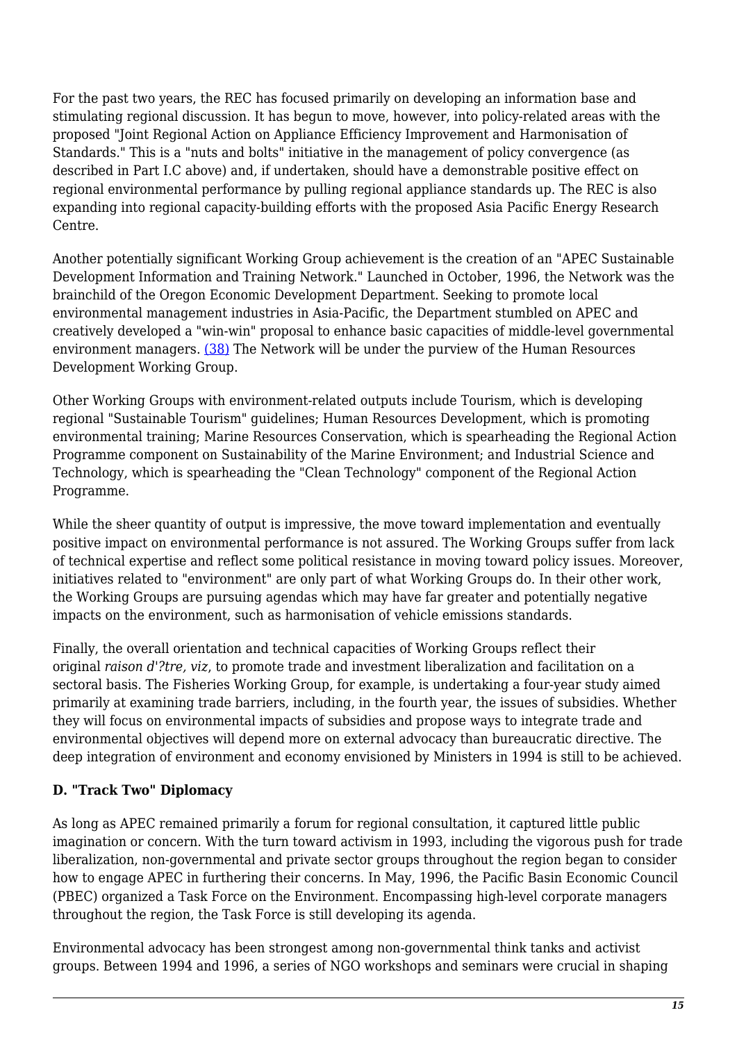For the past two years, the REC has focused primarily on developing an information base and stimulating regional discussion. It has begun to move, however, into policy-related areas with the proposed "Joint Regional Action on Appliance Efficiency Improvement and Harmonisation of Standards." This is a "nuts and bolts" initiative in the management of policy convergence (as described in Part I.C above) and, if undertaken, should have a demonstrable positive effect on regional environmental performance by pulling regional appliance standards up. The REC is also expanding into regional capacity-building efforts with the proposed Asia Pacific Energy Research Centre.

Another potentially significant Working Group achievement is the creation of an "APEC Sustainable Development Information and Training Network." Launched in October, 1996, the Network was the brainchild of the Oregon Economic Development Department. Seeking to promote local environmental management industries in Asia-Pacific, the Department stumbled on APEC and creatively developed a "win-win" proposal to enhance basic capacities of middle-level governmental environment managers. (38) The Network will be under the purview of the Human Resources Development Working Group.

Other Working Groups with environment-related outputs include Tourism, which is developing regional "Sustainable Tourism" guidelines; Human Resources Development, which is promoting environmental training; Marine Resources Conservation, which is spearheading the Regional Action Programme component on Sustainability of the Marine Environment; and Industrial Science and Technology, which is spearheading the "Clean Technology" component of the Regional Action Programme.

While the sheer quantity of output is impressive, the move toward implementation and eventually positive impact on environmental performance is not assured. The Working Groups suffer from lack of technical expertise and reflect some political resistance in moving toward policy issues. Moreover, initiatives related to "environment" are only part of what Working Groups do. In their other work, the Working Groups are pursuing agendas which may have far greater and potentially negative impacts on the environment, such as harmonisation of vehicle emissions standards.

Finally, the overall orientation and technical capacities of Working Groups reflect their original *raison d'?tre*, *viz*, to promote trade and investment liberalization and facilitation on a sectoral basis. The Fisheries Working Group, for example, is undertaking a four-year study aimed primarily at examining trade barriers, including, in the fourth year, the issues of subsidies. Whether they will focus on environmental impacts of subsidies and propose ways to integrate trade and environmental objectives will depend more on external advocacy than bureaucratic directive. The deep integration of environment and economy envisioned by Ministers in 1994 is still to be achieved.

### D. "Track Two" Diplomacy

As long as APEC remained primarily a forum for regional consultation, it captured little public imagination or concern. With the turn toward activism in 1993, including the vigorous push for trade liberalization, non-governmental and private sector groups throughout the region began to consider how to engage APEC in furthering their concerns. In May, 1996, the Pacific Basin Economic Council (PBEC) organized a Task Force on the Environment. Encompassing high-level corporate managers throughout the region, the Task Force is still developing its agenda.

Environmental advocacy has been strongest among non-governmental think tanks and activist groups. Between 1994 and 1996, a series of NGO workshops and seminars were crucial in shaping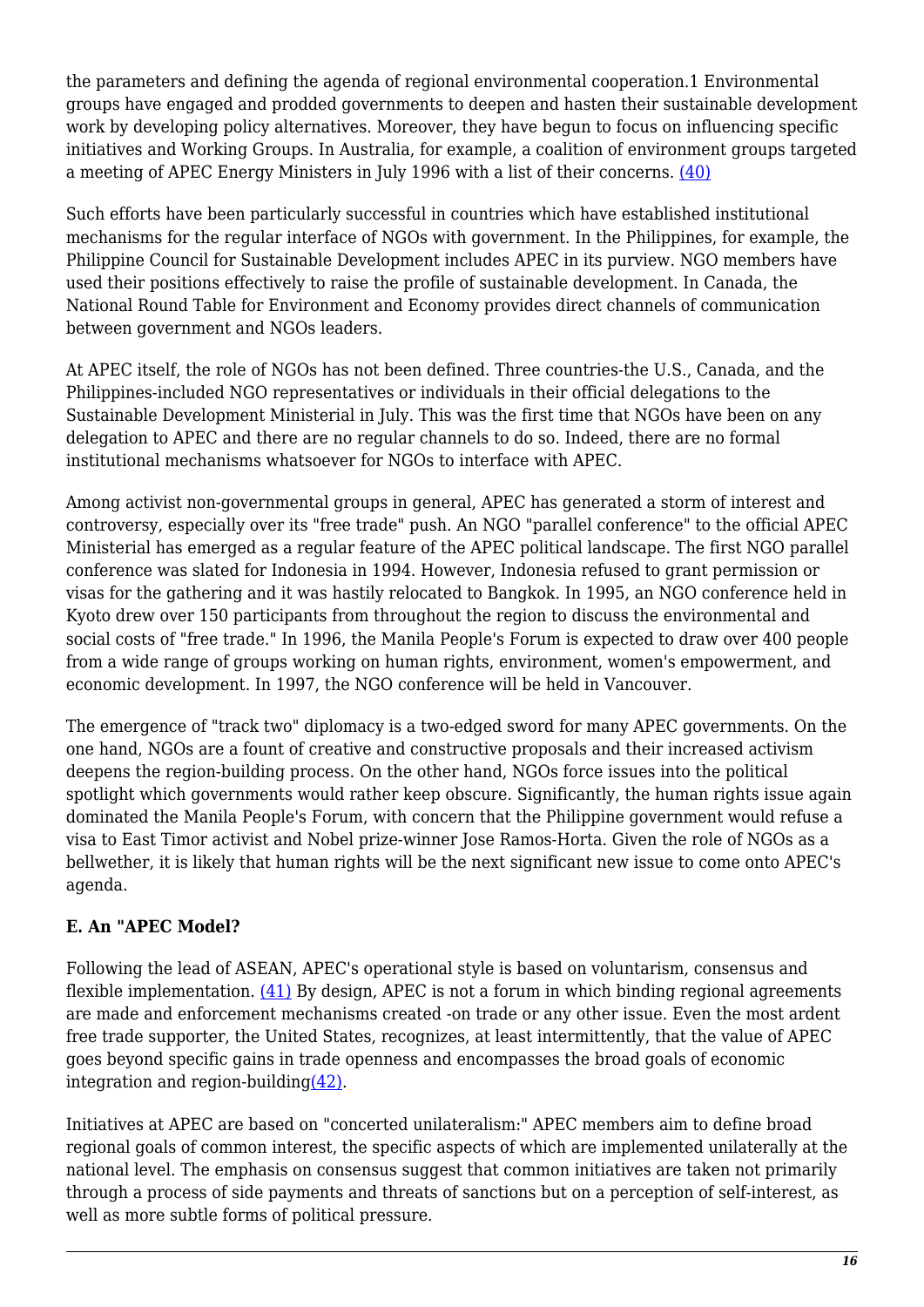the parameters and defining the agenda of regional environmental cooperation.1 Environmental groups have engaged and prodded governments to deepen and hasten their sustainable development work by developing policy alternatives. Moreover, they have begun to focus on influencing specific initiatives and Working Groups. In Australia, for example, a coalition of environment groups targeted a meeting of APEC Energy Ministers in July 1996 with a list of their concerns. (40)

Such efforts have been particularly successful in countries which have established institutional mechanisms for the regular interface of NGOs with government. In the Philippines, for example, the Philippine Council for Sustainable Development includes APEC in its purview. NGO members have used their positions effectively to raise the profile of sustainable development. In Canada, the National Round Table for Environment and Economy provides direct channels of communication between government and NGOs leaders.

At APEC itself, the role of NGOs has not been defined. Three countries-the U.S., Canada, and the Philippines-included NGO representatives or individuals in their official delegations to the Sustainable Development Ministerial in July. This was the first time that NGOs have been on any delegation to APEC and there are no regular channels to do so. Indeed, there are no formal institutional mechanisms whatsoever for NGOs to interface with APEC.

Among activist non-governmental groups in general, APEC has generated a storm of interest and controversy, especially over its "free trade" push. An NGO "parallel conference" to the official APEC Ministerial has emerged as a regular feature of the APEC political landscape. The first NGO parallel conference was slated for Indonesia in 1994. However, Indonesia refused to grant permission or visas for the gathering and it was hastily relocated to Bangkok. In 1995, an NGO conference held in Kyoto drew over 150 participants from throughout the region to discuss the environmental and social costs of "free trade." In 1996, the Manila People's Forum is expected to draw over 400 people from a wide range of groups working on human rights, environment, women's empowerment, and economic development. In 1997, the NGO conference will be held in Vancouver.

The emergence of "track two" diplomacy is a two-edged sword for many APEC governments. On the one hand, NGOs are a fount of creative and constructive proposals and their increased activism deepens the region-building process. On the other hand, NGOs force issues into the political spotlight which governments would rather keep obscure. Significantly, the human rights issue again dominated the Manila People's Forum, with concern that the Philippine government would refuse a visa to East Timor activist and Nobel prize-winner Jose Ramos-Horta. Given the role of NGOs as a bellwether, it is likely that human rights will be the next significant new issue to come onto APEC's agenda.

**E. An "APEC Model?**

Following the lead of ASEAN, APEC's operational style is based on voluntarism, consensus and flexible implementation. (41) By design, APEC is not a forum in which binding regional agreements are made and enforcement mechanisms created -on trade or any other issue. Even the most ardent free trade supporter, the United States, recognizes, at least intermittently, that the value of APEC goes beyond specific gains in trade openness and encompasses the broad goals of economic integration and region-building(42).

Initiatives at APEC are based on "concerted unilateralism:" APEC members aim to define broad regional goals of common interest, the specific aspects of which are implemented unilaterally at the national level. The emphasis on consensus suggest that common initiatives are taken not primarily through a process of side payments and threats of sanctions but on a perception of self-interest, as well as more subtle forms of political pressure.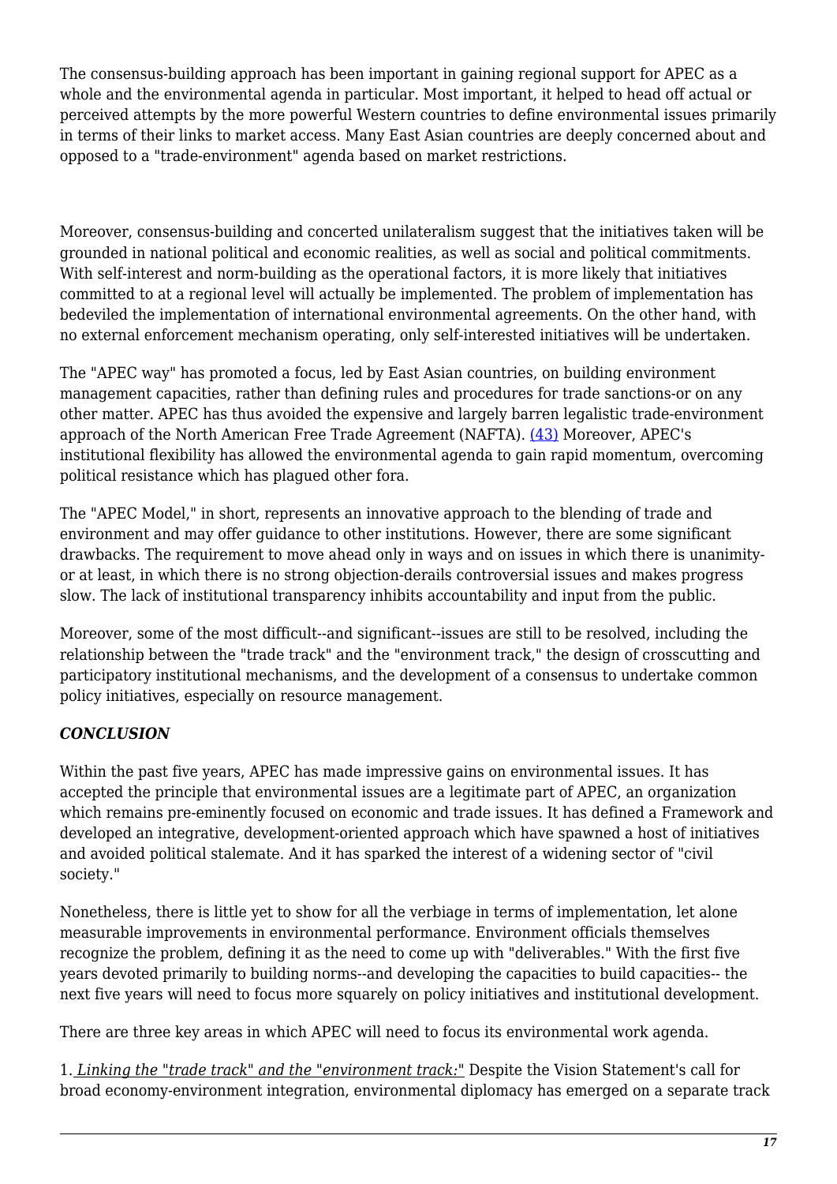The consensus-building approach has been important in gaining regional support for APEC as a whole and the environmental agenda in particular. Most important, it helped to head off actual or perceived attempts by the more powerful Western countries to define environmental issues primarily in terms of their links to market access. Many East Asian countries are deeply concerned about and opposed to a "trade-environment" agenda based on market restrictions.

Moreover, consensus-building and concerted unilateralism suggest that the initiatives taken will be grounded in national political and economic realities, as well as social and political commitments. With self-interest and norm-building as the operational factors, it is more likely that initiatives committed to at a regional level will actually be implemented. The problem of implementation has bedeviled the implementation of international environmental agreements. On the other hand, with no external enforcement mechanism operating, only self-interested initiatives will be undertaken.

The "APEC way" has promoted a focus, led by East Asian countries, on building environment management capacities, rather than defining rules and procedures for trade sanctions-or on any other matter. APEC has thus avoided the expensive and largely barren legalistic trade-environment approach of the North American Free Trade Agreement (NAFTA). [(43)] Moreover, APEC's institutional flexibility has allowed the environmental agenda to gain rapid momentum, overcoming political resistance which has plagued other fora.

The "APEC Model," in short, represents an innovative approach to the blending of trade and environment and may offer guidance to other institutions. However, there are some significant drawbacks. The requirement to move ahead only in ways and on issues in which there is unanimity-or at least, in which there is no strong objection-derails controversial issues and makes progress slow. The lack of institutional transparency inhibits accountability and input from the public.

Moreover, some of the most difficult--and significant--issues are still to be resolved, including the relationship between the "trade track" and the "environment track," the design of crosscutting and participatory institutional mechanisms, and the development of a consensus to undertake common policy initiatives, especially on resource management.

### *CONCLUSION*

Within the past five years, APEC has made impressive gains on environmental issues. It has accepted the principle that environmental issues are a legitimate part of APEC, an organization which remains pre-eminently focused on economic and trade issues. It has defined a Framework and developed an integrative, development-oriented approach which have spawned a host of initiatives and avoided political stalemate. And it has sparked the interest of a widening sector of "civil society."

Nonetheless, there is little yet to show for all the verbiage in terms of implementation, let alone measurable improvements in environmental performance. Environment officials themselves recognize the problem, defining it as the need to come up with "deliverables." With the first five years devoted primarily to building norms--and developing the capacities to build capacities-- the next five years will need to focus more squarely on policy initiatives and institutional development.

There are three key areas in which APEC will need to focus its environmental work agenda.

1. *Linking the "trade track" and the "environment track:"* Despite the Vision Statement's call for broad economy-environment integration, environmental diplomacy has emerged on a separate track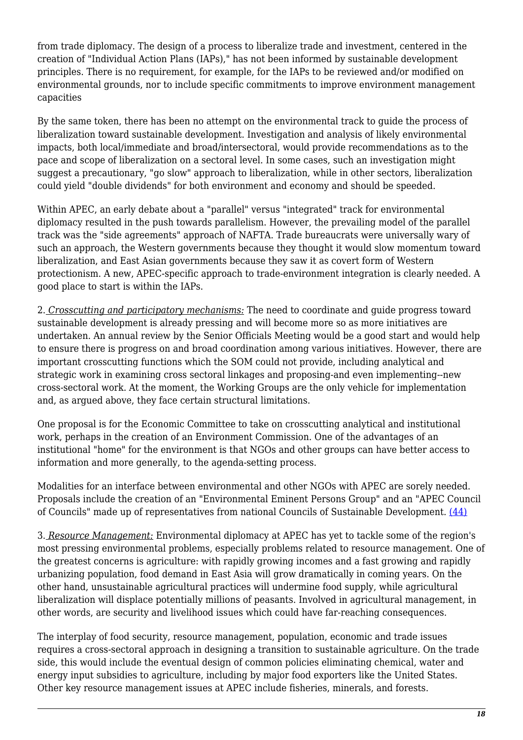from trade diplomacy. The design of a process to liberalize trade and investment, centered in the creation of "Individual Action Plans (IAPs)," has not been informed by sustainable development principles. There is no requirement, for example, for the IAPs to be reviewed and/or modified on environmental grounds, nor to include specific commitments to improve environment management capacities

By the same token, there has been no attempt on the environmental track to guide the process of liberalization toward sustainable development. Investigation and analysis of likely environmental impacts, both local/immediate and broad/intersectoral, would provide recommendations as to the pace and scope of liberalization on a sectoral level. In some cases, such an investigation might suggest a precautionary, "go slow" approach to liberalization, while in other sectors, liberalization could yield "double dividends" for both environment and economy and should be speeded.

Within APEC, an early debate about a "parallel" versus "integrated" track for environmental diplomacy resulted in the push towards parallelism. However, the prevailing model of the parallel track was the "side agreements" approach of NAFTA. Trade bureaucrats were universally wary of such an approach, the Western governments because they thought it would slow momentum toward liberalization, and East Asian governments because they saw it as covert form of Western protectionism. A new, APEC-specific approach to trade-environment integration is clearly needed. A good place to start is within the IAPs.

2. *Crosscutting and participatory mechanisms:* The need to coordinate and guide progress toward sustainable development is already pressing and will become more so as more initiatives are undertaken. An annual review by the Senior Officials Meeting would be a good start and would help to ensure there is progress on and broad coordination among various initiatives. However, there are important crosscutting functions which the SOM could not provide, including analytical and strategic work in examining cross sectoral linkages and proposing-and even implementing--new cross-sectoral work. At the moment, the Working Groups are the only vehicle for implementation and, as argued above, they face certain structural limitations.

One proposal is for the Economic Committee to take on crosscutting analytical and institutional work, perhaps in the creation of an Environment Commission. One of the advantages of an institutional "home" for the environment is that NGOs and other groups can have better access to information and more generally, to the agenda-setting process.

Modalities for an interface between environmental and other NGOs with APEC are sorely needed. Proposals include the creation of an "Environmental Eminent Persons Group" and an "APEC Council of Councils" made up of representatives from national Councils of Sustainable Development. (44)

3. *Resource Management:* Environmental diplomacy at APEC has yet to tackle some of the region's most pressing environmental problems, especially problems related to resource management. One of the greatest concerns is agriculture: with rapidly growing incomes and a fast growing and rapidly urbanizing population, food demand in East Asia will grow dramatically in coming years. On the other hand, unsustainable agricultural practices will undermine food supply, while agricultural liberalization will displace potentially millions of peasants. Involved in agricultural management, in other words, are security and livelihood issues which could have far-reaching consequences.

The interplay of food security, resource management, population, economic and trade issues requires a cross-sectoral approach in designing a transition to sustainable agriculture. On the trade side, this would include the eventual design of common policies eliminating chemical, water and energy input subsidies to agriculture, including by major food exporters like the United States. Other key resource management issues at APEC include fisheries, minerals, and forests.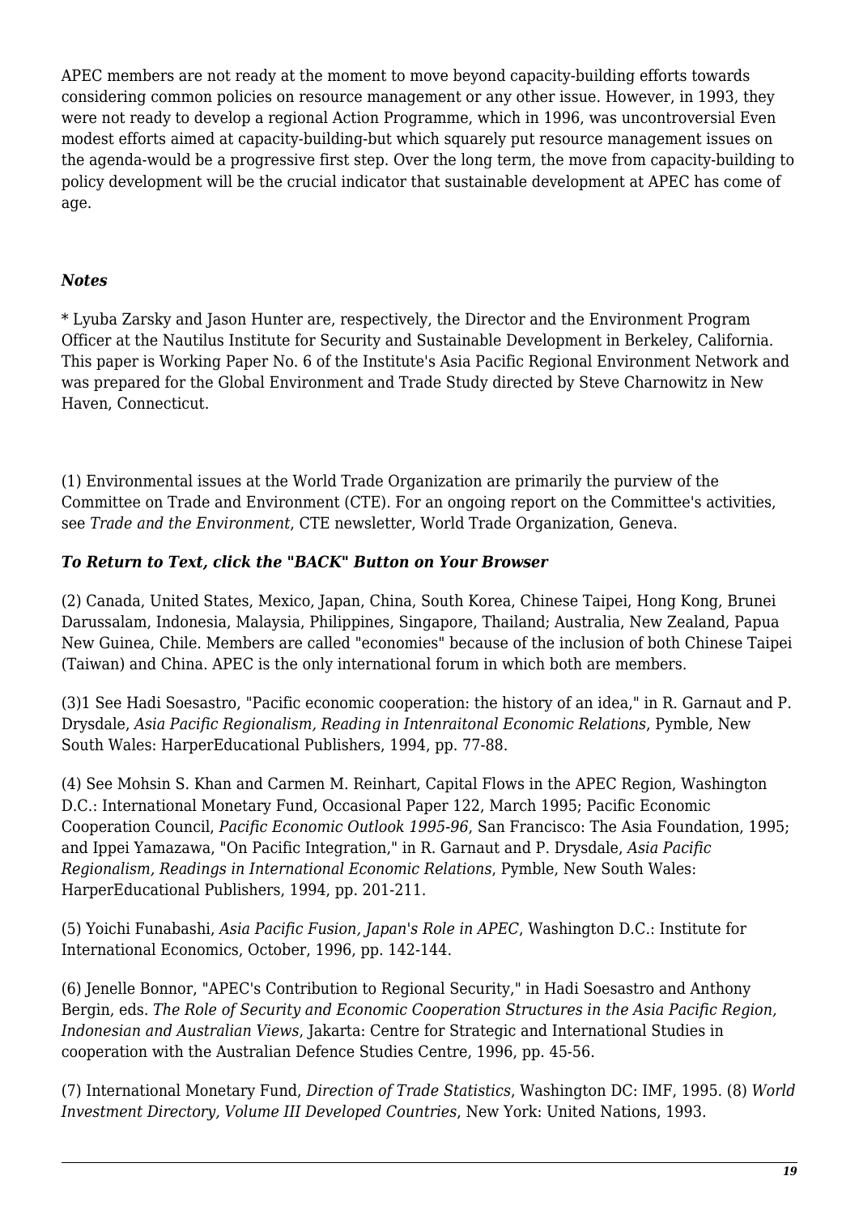APEC members are not ready at the moment to move beyond capacity-building efforts towards considering common policies on resource management or any other issue. However, in 1993, they were not ready to develop a regional Action Programme, which in 1996, was uncontroversial Even modest efforts aimed at capacity-building-but which squarely put resource management issues on the agenda-would be a progressive first step. Over the long term, the move from capacity-building to policy development will be the crucial indicator that sustainable development at APEC has come of age.

### *Notes*

* Lyuba Zarsky and Jason Hunter are, respectively, the Director and the Environment Program Officer at the Nautilus Institute for Security and Sustainable Development in Berkeley, California. This paper is Working Paper No. 6 of the Institute's Asia Pacific Regional Environment Network and was prepared for the Global Environment and Trade Study directed by Steve Charnowitz in New Haven, Connecticut.

(1) Environmental issues at the World Trade Organization are primarily the purview of the Committee on Trade and Environment (CTE). For an ongoing report on the Committee's activities, see *Trade and the Environment*, CTE newsletter, World Trade Organization, Geneva.

***To Return to Text, click the "BACK" Button on Your Browser***

(2) Canada, United States, Mexico, Japan, China, South Korea, Chinese Taipei, Hong Kong, Brunei Darussalam, Indonesia, Malaysia, Philippines, Singapore, Thailand; Australia, New Zealand, Papua New Guinea, Chile. Members are called "economies" because of the inclusion of both Chinese Taipei (Taiwan) and China. APEC is the only international forum in which both are members.

(3)1 See Hadi Soesastro, "Pacific economic cooperation: the history of an idea," in R. Garnaut and P. Drysdale, *Asia Pacific Regionalism, Reading in Intenraitonal Economic Relations*, Pymble, New South Wales: HarperEducational Publishers, 1994, pp. 77-88.

(4) See Mohsin S. Khan and Carmen M. Reinhart, Capital Flows in the APEC Region, Washington D.C.: International Monetary Fund, Occasional Paper 122, March 1995; Pacific Economic Cooperation Council, *Pacific Economic Outlook 1995-96*, San Francisco: The Asia Foundation, 1995; and Ippei Yamazawa, "On Pacific Integration," in R. Garnaut and P. Drysdale, *Asia Pacific Regionalism, Readings in International Economic Relations*, Pymble, New South Wales: HarperEducational Publishers, 1994, pp. 201-211.

(5) Yoichi Funabashi, *Asia Pacific Fusion, Japan's Role in APEC*, Washington D.C.: Institute for International Economics, October, 1996, pp. 142-144.

(6) Jenelle Bonnor, "APEC's Contribution to Regional Security," in Hadi Soesastro and Anthony Bergin, eds. *The Role of Security and Economic Cooperation Structures in the Asia Pacific Region, Indonesian and Australian Views*, Jakarta: Centre for Strategic and International Studies in cooperation with the Australian Defence Studies Centre, 1996, pp. 45-56.

(7) International Monetary Fund, *Direction of Trade Statistics*, Washington DC: IMF, 1995. (8) *World Investment Directory, Volume III Developed Countries*, New York: United Nations, 1993.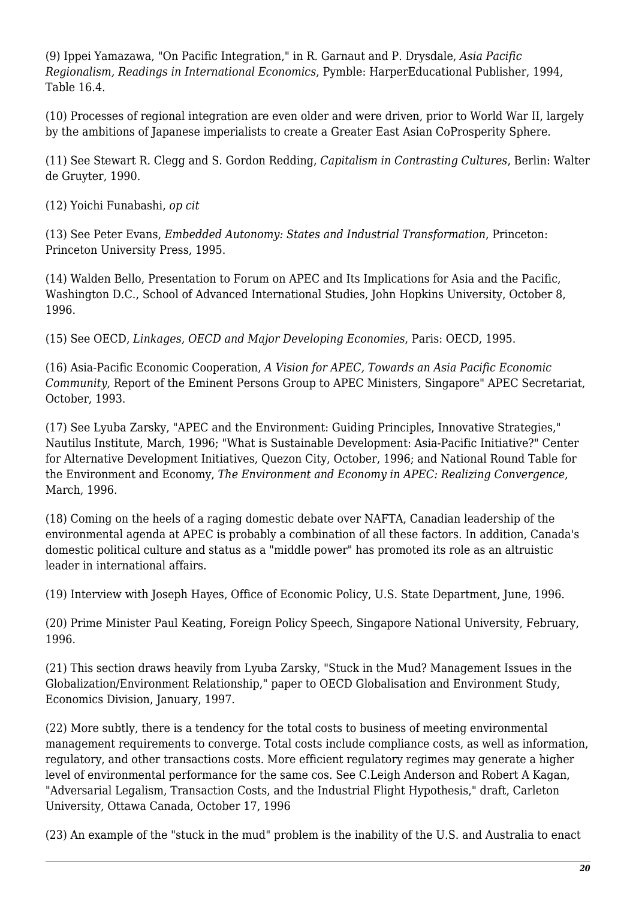(9) Ippei Yamazawa, "On Pacific Integration," in R. Garnaut and P. Drysdale, *Asia Pacific Regionalism, Readings in International Economics*, Pymble: HarperEducational Publisher, 1994, Table 16.4.

(10) Processes of regional integration are even older and were driven, prior to World War II, largely by the ambitions of Japanese imperialists to create a Greater East Asian CoProsperity Sphere.

(11) See Stewart R. Clegg and S. Gordon Redding, *Capitalism in Contrasting Cultures*, Berlin: Walter de Gruyter, 1990.

(12) Yoichi Funabashi, *op cit*

(13) See Peter Evans, *Embedded Autonomy: States and Industrial Transformation*, Princeton: Princeton University Press, 1995.

(14) Walden Bello, Presentation to Forum on APEC and Its Implications for Asia and the Pacific, Washington D.C., School of Advanced International Studies, John Hopkins University, October 8, 1996.

(15) See OECD, *Linkages, OECD and Major Developing Economies*, Paris: OECD, 1995.

(16) Asia-Pacific Economic Cooperation, *A Vision for APEC, Towards an Asia Pacific Economic Community*, Report of the Eminent Persons Group to APEC Ministers, Singapore" APEC Secretariat, October, 1993.

(17) See Lyuba Zarsky, "APEC and the Environment: Guiding Principles, Innovative Strategies," Nautilus Institute, March, 1996; "What is Sustainable Development: Asia-Pacific Initiative?" Center for Alternative Development Initiatives, Quezon City, October, 1996; and National Round Table for the Environment and Economy, *The Environment and Economy in APEC: Realizing Convergence*, March, 1996.

(18) Coming on the heels of a raging domestic debate over NAFTA, Canadian leadership of the environmental agenda at APEC is probably a combination of all these factors. In addition, Canada's domestic political culture and status as a "middle power" has promoted its role as an altruistic leader in international affairs.

(19) Interview with Joseph Hayes, Office of Economic Policy, U.S. State Department, June, 1996.

(20) Prime Minister Paul Keating, Foreign Policy Speech, Singapore National University, February, 1996.

(21) This section draws heavily from Lyuba Zarsky, "Stuck in the Mud? Management Issues in the Globalization/Environment Relationship," paper to OECD Globalisation and Environment Study, Economics Division, January, 1997.

(22) More subtly, there is a tendency for the total costs to business of meeting environmental management requirements to converge. Total costs include compliance costs, as well as information, regulatory, and other transactions costs. More efficient regulatory regimes may generate a higher level of environmental performance for the same cos. See C.Leigh Anderson and Robert A Kagan, "Adversarial Legalism, Transaction Costs, and the Industrial Flight Hypothesis," draft, Carleton University, Ottawa Canada, October 17, 1996

(23) An example of the "stuck in the mud" problem is the inability of the U.S. and Australia to enact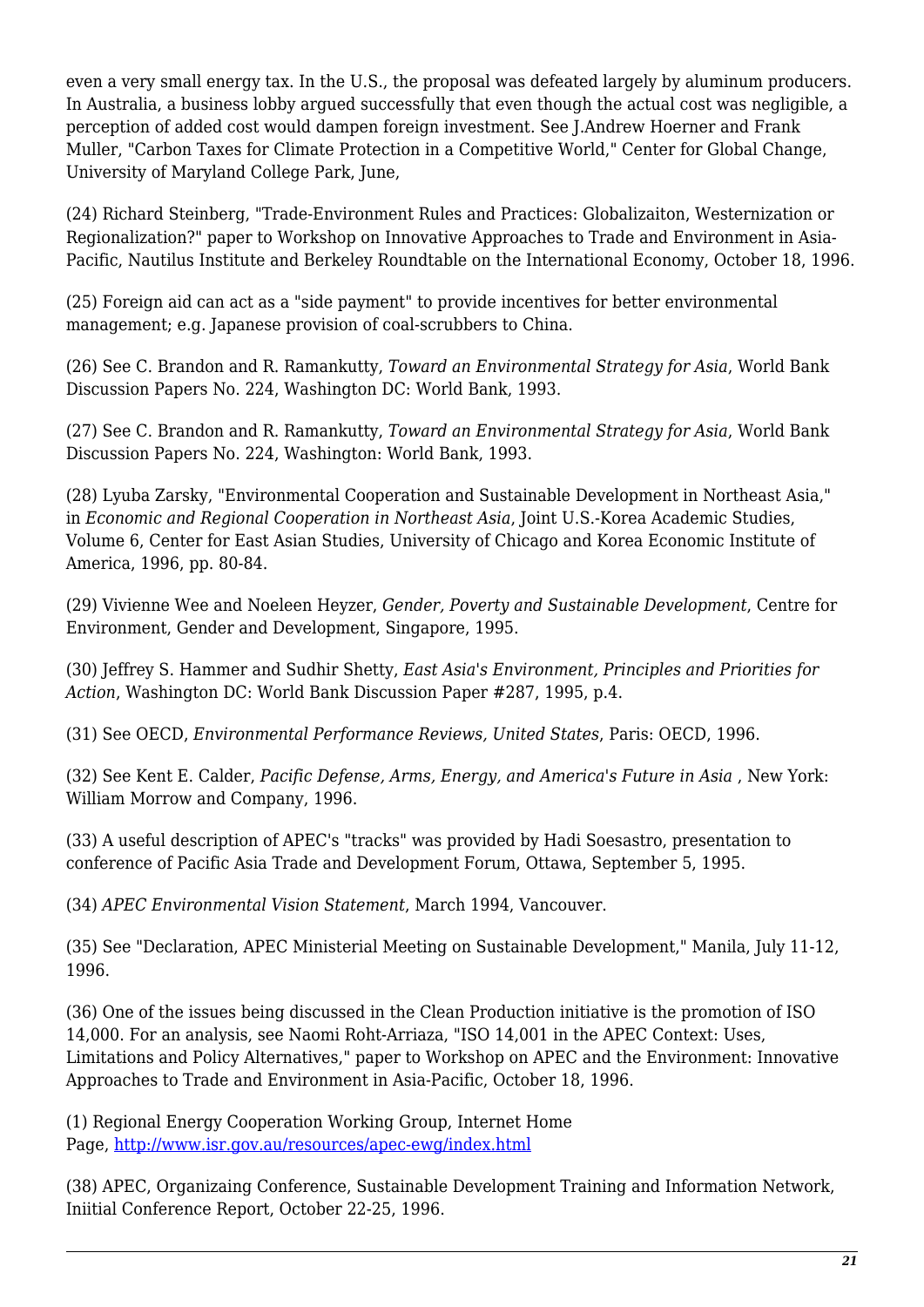even a very small energy tax. In the U.S., the proposal was defeated largely by aluminum producers. In Australia, a business lobby argued successfully that even though the actual cost was negligible, a perception of added cost would dampen foreign investment. See J.Andrew Hoerner and Frank Muller, "Carbon Taxes for Climate Protection in a Competitive World," Center for Global Change, University of Maryland College Park, June,

(24) Richard Steinberg, "Trade-Environment Rules and Practices: Globalizaiton, Westernization or Regionalization?" paper to Workshop on Innovative Approaches to Trade and Environment in Asia-Pacific, Nautilus Institute and Berkeley Roundtable on the International Economy, October 18, 1996.

(25) Foreign aid can act as a "side payment" to provide incentives for better environmental management; e.g. Japanese provision of coal-scrubbers to China.

(26) See C. Brandon and R. Ramankutty, *Toward an Environmental Strategy for Asia*, World Bank Discussion Papers No. 224, Washington DC: World Bank, 1993.

(27) See C. Brandon and R. Ramankutty, *Toward an Environmental Strategy for Asia*, World Bank Discussion Papers No. 224, Washington: World Bank, 1993.

(28) Lyuba Zarsky, "Environmental Cooperation and Sustainable Development in Northeast Asia," in *Economic and Regional Cooperation in Northeast Asia*, Joint U.S.-Korea Academic Studies, Volume 6, Center for East Asian Studies, University of Chicago and Korea Economic Institute of America, 1996, pp. 80-84.

(29) Vivienne Wee and Noeleen Heyzer, *Gender, Poverty and Sustainable Development*, Centre for Environment, Gender and Development, Singapore, 1995.

(30) Jeffrey S. Hammer and Sudhir Shetty, *East Asia's Environment, Principles and Priorities for Action*, Washington DC: World Bank Discussion Paper #287, 1995, p.4.

(31) See OECD, *Environmental Performance Reviews, United States*, Paris: OECD, 1996.

(32) See Kent E. Calder, *Pacific Defense, Arms, Energy, and America's Future in Asia* , New York: William Morrow and Company, 1996.

(33) A useful description of APEC's "tracks" was provided by Hadi Soesastro, presentation to conference of Pacific Asia Trade and Development Forum, Ottawa, September 5, 1995.

(34) *APEC Environmental Vision Statement*, March 1994, Vancouver.

(35) See "Declaration, APEC Ministerial Meeting on Sustainable Development," Manila, July 11-12, 1996.

(36) One of the issues being discussed in the Clean Production initiative is the promotion of ISO 14,000. For an analysis, see Naomi Roht-Arriaza, "ISO 14,001 in the APEC Context: Uses, Limitations and Policy Alternatives," paper to Workshop on APEC and the Environment: Innovative Approaches to Trade and Environment in Asia-Pacific, October 18, 1996.

(1) Regional Energy Cooperation Working Group, Internet Home Page, http://www.isr.gov.au/resources/apec-ewg/index.html

(38) APEC, Organizaing Conference, Sustainable Development Training and Information Network, Iniitial Conference Report, October 22-25, 1996.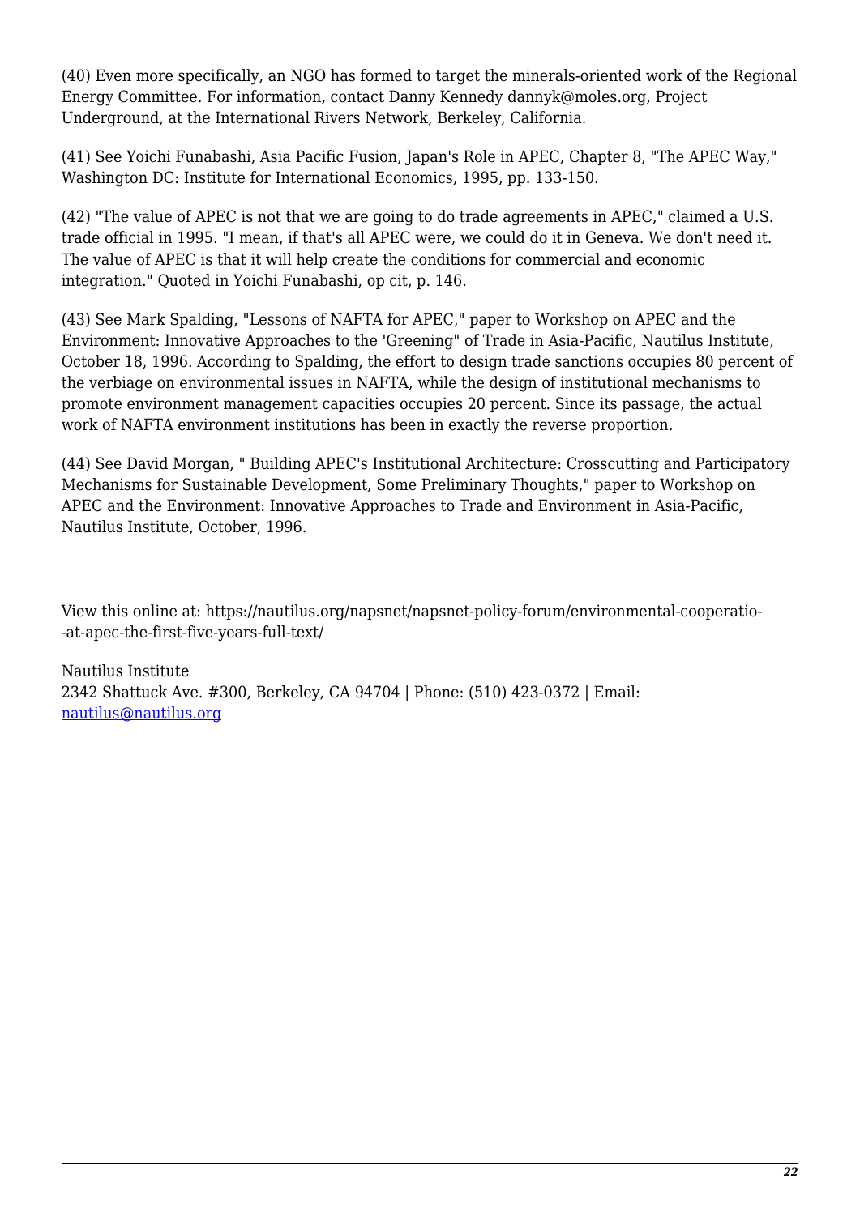(40) Even more specifically, an NGO has formed to target the minerals-oriented work of the Regional Energy Committee. For information, contact Danny Kennedy dannyk@moles.org, Project Underground, at the International Rivers Network, Berkeley, California.

(41) See Yoichi Funabashi, Asia Pacific Fusion, Japan's Role in APEC, Chapter 8, "The APEC Way," Washington DC: Institute for International Economics, 1995, pp. 133-150.

(42) "The value of APEC is not that we are going to do trade agreements in APEC," claimed a U.S. trade official in 1995. "I mean, if that's all APEC were, we could do it in Geneva. We don't need it. The value of APEC is that it will help create the conditions for commercial and economic integration." Quoted in Yoichi Funabashi, op cit, p. 146.

(43) See Mark Spalding, "Lessons of NAFTA for APEC," paper to Workshop on APEC and the Environment: Innovative Approaches to the 'Greening" of Trade in Asia-Pacific, Nautilus Institute, October 18, 1996. According to Spalding, the effort to design trade sanctions occupies 80 percent of the verbiage on environmental issues in NAFTA, while the design of institutional mechanisms to promote environment management capacities occupies 20 percent. Since its passage, the actual work of NAFTA environment institutions has been in exactly the reverse proportion.

(44) See David Morgan, " Building APEC's Institutional Architecture: Crosscutting and Participatory Mechanisms for Sustainable Development, Some Preliminary Thoughts," paper to Workshop on APEC and the Environment: Innovative Approaches to Trade and Environment in Asia-Pacific, Nautilus Institute, October, 1996.

---

View this online at: https://nautilus.org/napsnet/napsnet-policy-forum/environmental-cooperatio--at-apec-the-first-five-years-full-text/

Nautilus Institute
2342 Shattuck Ave. #300, Berkeley, CA 94704 | Phone: (510) 423-0372 | Email: nautilus@nautilus.org